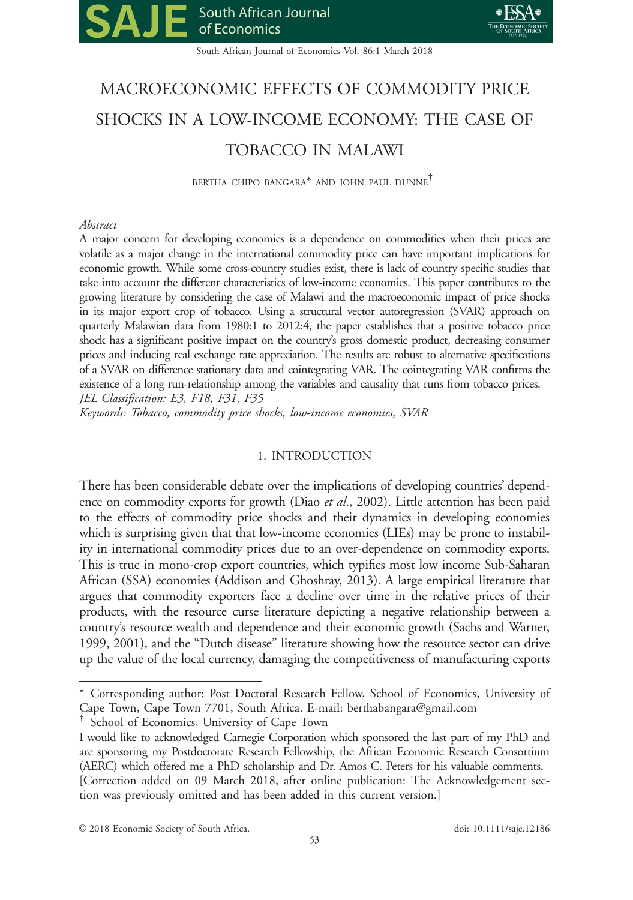// # MACROECONOMIC EFFECTS OF COMMODITY PRICE SHOCKS IN A LOW-INCOME ECONOMY: THE CASE OF TOBACCO IN MALAWI

BERTHA CHIPO BANGARA* AND JOHN PAUL DUNNE[†]

*Abstract*

A major concern for developing economies is a dependence on commodities when their prices are volatile as a major change in the international commodity price can have important implications for economic growth. While some cross-country studies exist, there is lack of country specific studies that take into account the different characteristics of low-income economies. This paper contributes to the growing literature by considering the case of Malawi and the macroeconomic impact of price shocks in its major export crop of tobacco. Using a structural vector autoregression (SVAR) approach on quarterly Malawian data from 1980:1 to 2012:4, the paper establishes that a positive tobacco price shock has a significant positive impact on the country's gross domestic product, decreasing consumer prices and inducing real exchange rate appreciation. The results are robust to alternative specifications of a SVAR on difference stationary data and cointegrating VAR. The cointegrating VAR confirms the existence of a long run-relationship among the variables and causality that runs from tobacco prices.

*JEL Classification: E3, F18, F31, F35*

*Keywords: Tobacco, commodity price shocks, low-income economies, SVAR*

## 1. INTRODUCTION

There has been considerable debate over the implications of developing countries' dependence on commodity exports for growth (Diao *et al.*, 2002). Little attention has been paid to the effects of commodity price shocks and their dynamics in developing economies which is surprising given that that low-income economies (LIEs) may be prone to instability in international commodity prices due to an over-dependence on commodity exports. This is true in mono-crop export countries, which typifies most low income Sub-Saharan African (SSA) economies (Addison and Ghoshray, 2013). A large empirical literature that argues that commodity exporters face a decline over time in the relative prices of their products, with the resource curse literature depicting a negative relationship between a country's resource wealth and dependence and their economic growth (Sachs and Warner, 1999, 2001), and the "Dutch disease" literature showing how the resource sector can drive up the value of the local currency, damaging the competitiveness of manufacturing exports

---

* Corresponding author: Post Doctoral Research Fellow, School of Economics, University of Cape Town 7701, South Africa. E-mail: berthabangara@gmail.com

[†] School of Economics, University of Cape Town

I would like to acknowledged Carnegie Corporation which sponsored the last part of my PhD and are sponsoring my Postdoctorate Research Fellowship, the African Economic Research Consortium (AERC) which offered me a PhD scholarship and Dr. Amos C. Peters for his valuable comments.

[Correction added on 09 March 2018, after online publication: The Acknowledgement section was previously omitted and has been added in this current version.]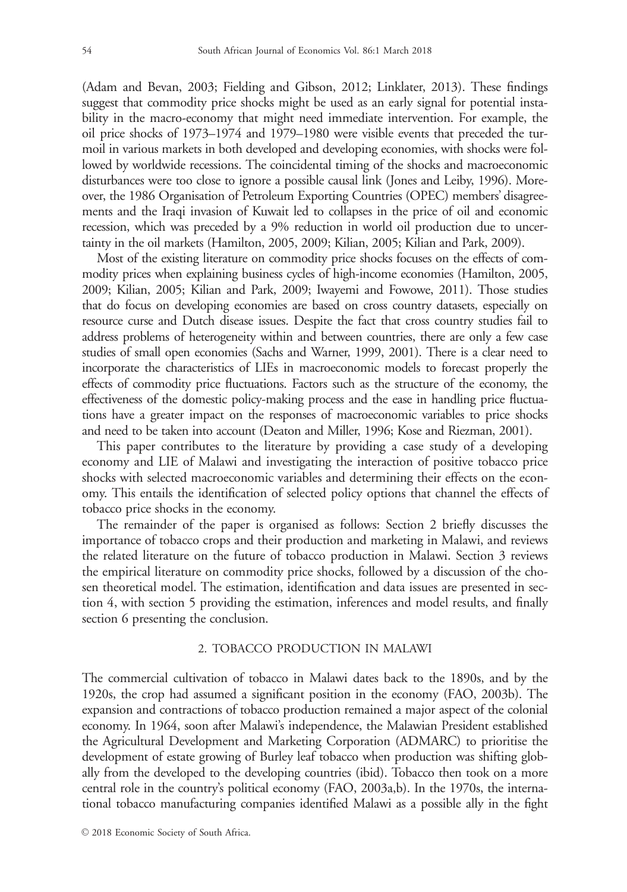(Adam and Bevan, 2003; Fielding and Gibson, 2012; Linklater, 2013). These findings suggest that commodity price shocks might be used as an early signal for potential instability in the macro-economy that might need immediate intervention. For example, the oil price shocks of 1973–1974 and 1979–1980 were visible events that preceded the turmoil in various markets in both developed and developing economies, with shocks were followed by worldwide recessions. The coincidental timing of the shocks and macroeconomic disturbances were too close to ignore a possible causal link (Jones and Leiby, 1996). Moreover, the 1986 Organisation of Petroleum Exporting Countries (OPEC) members' disagreements and the Iraqi invasion of Kuwait led to collapses in the price of oil and economic recession, which was preceded by a 9% reduction in world oil production due to uncertainty in the oil markets (Hamilton, 2005, 2009; Kilian, 2005; Kilian and Park, 2009).

Most of the existing literature on commodity price shocks focuses on the effects of commodity prices when explaining business cycles of high-income economies (Hamilton, 2005, 2009; Kilian, 2005; Kilian and Park, 2009; Iwayemi and Fowowe, 2011). Those studies that do focus on developing economies are based on cross country datasets, especially on resource curse and Dutch disease issues. Despite the fact that cross country studies fail to address problems of heterogeneity within and between countries, there are only a few case studies of small open economies (Sachs and Warner, 1999, 2001). There is a clear need to incorporate the characteristics of LIEs in macroeconomic models to forecast properly the effects of commodity price fluctuations. Factors such as the structure of the economy, the effectiveness of the domestic policy-making process and the ease in handling price fluctuations have a greater impact on the responses of macroeconomic variables to price shocks and need to be taken into account (Deaton and Miller, 1996; Kose and Riezman, 2001).

This paper contributes to the literature by providing a case study of a developing economy and LIE of Malawi and investigating the interaction of positive tobacco price shocks with selected macroeconomic variables and determining their effects on the economy. This entails the identification of selected policy options that channel the effects of tobacco price shocks in the economy.

The remainder of the paper is organised as follows: Section 2 briefly discusses the importance of tobacco crops and their production and marketing in Malawi, and reviews the related literature on the future of tobacco production in Malawi. Section 3 reviews the empirical literature on commodity price shocks, followed by a discussion of the chosen theoretical model. The estimation, identification and data issues are presented in section 4, with section 5 providing the estimation, inferences and model results, and finally section 6 presenting the conclusion.

## 2. TOBACCO PRODUCTION IN MALAWI

The commercial cultivation of tobacco in Malawi dates back to the 1890s, and by the 1920s, the crop had assumed a significant position in the economy (FAO, 2003b). The expansion and contractions of tobacco production remained a major aspect of the colonial economy. In 1964, soon after Malawi's independence, the Malawian President established the Agricultural Development and Marketing Corporation (ADMARC) to prioritise the development of estate growing of Burley leaf tobacco when production was shifting globally from the developed to the developing countries (ibid). Tobacco then took on a more central role in the country's political economy (FAO, 2003a,b). In the 1970s, the international tobacco manufacturing companies identified Malawi as a possible ally in the fight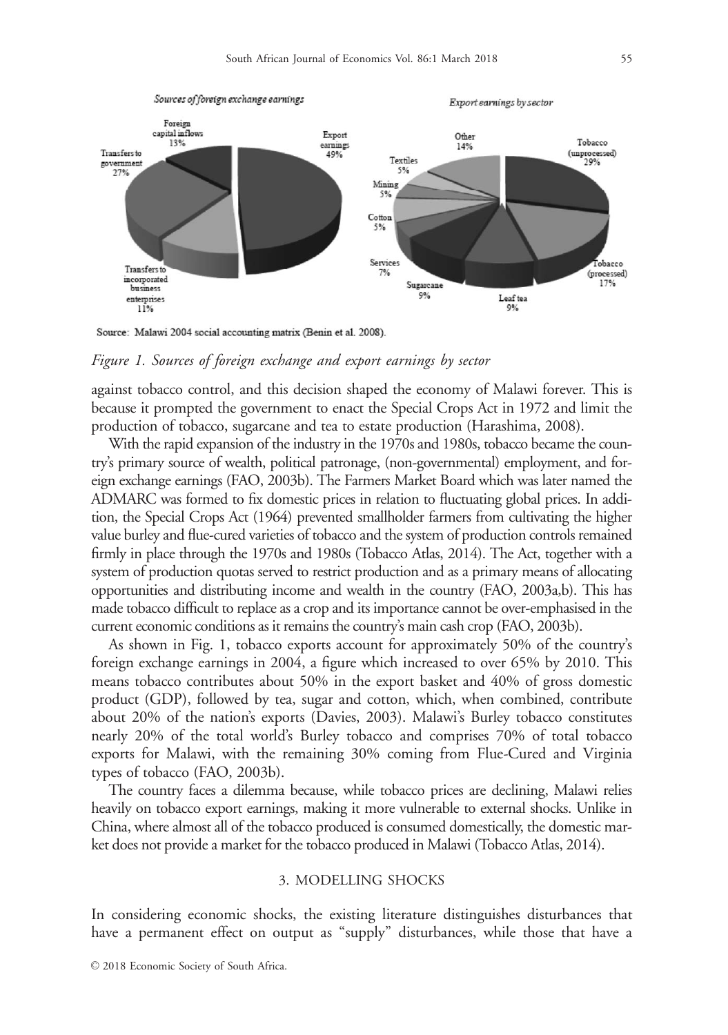Source: Malawi 2004 social accounting matrix (Benin et al. 2008).

*Figure 1. Sources of foreign exchange and export earnings by sector*

against tobacco control, and this decision shaped the economy of Malawi forever. This is because it prompted the government to enact the Special Crops Act in 1972 and limit the production of tobacco, sugarcane and tea to estate production (Harashima, 2008).

With the rapid expansion of the industry in the 1970s and 1980s, tobacco became the country's primary source of wealth, political patronage, (non-governmental) employment, and foreign exchange earnings (FAO, 2003b). The Farmers Market Board which was later named the ADMARC was formed to fix domestic prices in relation to fluctuating global prices. In addition, the Special Crops Act (1964) prevented smallholder farmers from cultivating the higher value burley and flue-cured varieties of tobacco and the system of production controls remained firmly in place through the 1970s and 1980s (Tobacco Atlas, 2014). The Act, together with a system of production quotas served to restrict production and as a primary means of allocating opportunities and distributing income and wealth in the country (FAO, 2003a,b). This has made tobacco difficult to replace as a crop and its importance cannot be over-emphasised in the current economic conditions as it remains the country's main cash crop (FAO, 2003b).

As shown in Fig. 1, tobacco exports account for approximately 50% of the country's foreign exchange earnings in 2004, a figure which increased to over 65% by 2010. This means tobacco contributes about 50% in the export basket and 40% of gross domestic product (GDP), followed by tea, sugar and cotton, which, when combined, contribute about 20% of the nation's exports (Davies, 2003). Malawi's Burley tobacco constitutes nearly 20% of the total world's Burley tobacco and comprises 70% of total tobacco exports for Malawi, with the remaining 30% coming from Flue-Cured and Virginia types of tobacco (FAO, 2003b).

The country faces a dilemma because, while tobacco prices are declining, Malawi relies heavily on tobacco export earnings, making it more vulnerable to external shocks. Unlike in China, where almost all of the tobacco produced is consumed domestically, the domestic market does not provide a market for the tobacco produced in Malawi (Tobacco Atlas, 2014).

## 3. MODELLING SHOCKS

In considering economic shocks, the existing literature distinguishes disturbances that have a permanent effect on output as "supply" disturbances, while those that have a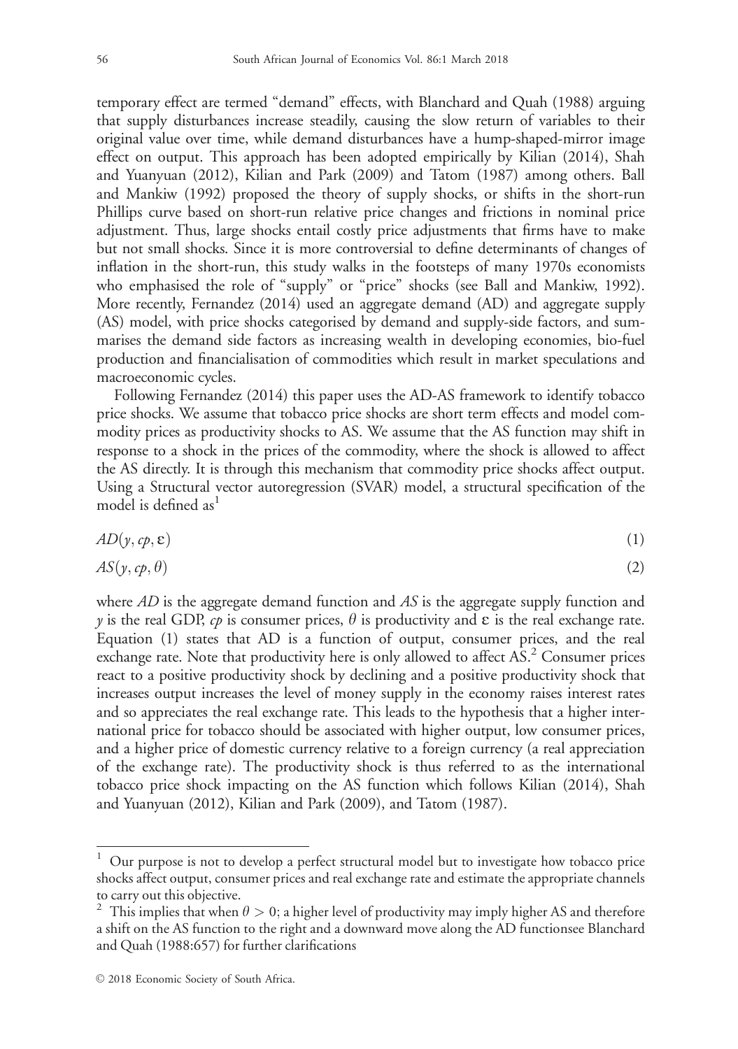temporary effect are termed "demand" effects, with Blanchard and Quah (1988) arguing that supply disturbances increase steadily, causing the slow return of variables to their original value over time, while demand disturbances have a hump-shaped-mirror image effect on output. This approach has been adopted empirically by Kilian (2014), Shah and Yuanyuan (2012), Kilian and Park (2009) and Tatom (1987) among others. Ball and Mankiw (1992) proposed the theory of supply shocks, or shifts in the short-run Phillips curve based on short-run relative price changes and frictions in nominal price adjustment. Thus, large shocks entail costly price adjustments that firms have to make but not small shocks. Since it is more controversial to define determinants of changes of inflation in the short-run, this study walks in the footsteps of many 1970s economists who emphasised the role of "supply" or "price" shocks (see Ball and Mankiw, 1992). More recently, Fernandez (2014) used an aggregate demand (AD) and aggregate supply (AS) model, with price shocks categorised by demand and supply-side factors, and summarises the demand side factors as increasing wealth in developing economies, bio-fuel production and financialisation of commodities which result in market speculations and macroeconomic cycles.

Following Fernandez (2014) this paper uses the AD-AS framework to identify tobacco price shocks. We assume that tobacco price shocks are short term effects and model commodity prices as productivity shocks to AS. We assume that the AS function may shift in response to a shock in the prices of the commodity, where the shock is allowed to affect the AS directly. It is through this mechanism that commodity price shocks affect output. Using a Structural vector autoregression (SVAR) model, a structural specification of the model is defined as[1]

$$AD(y, cp, \varepsilon) \tag{1}$$

$$AS(y, cp, \theta) \tag{2}$$

where *AD* is the aggregate demand function and *AS* is the aggregate supply function and $y$ is the real GDP, $cp$ is consumer prices, $\theta$ is productivity and $\varepsilon$ is the real exchange rate. Equation (1) states that AD is a function of output, consumer prices, and the real exchange rate. Note that productivity here is only allowed to affect AS.[2] Consumer prices react to a positive productivity shock by declining and a positive productivity shock that increases output increases the level of money supply in the economy raises interest rates and so appreciates the real exchange rate. This leads to the hypothesis that a higher international price for tobacco should be associated with higher output, low consumer prices, and a higher price of domestic currency relative to a foreign currency (a real appreciation of the exchange rate). The productivity shock is thus referred to as the international tobacco price shock impacting on the AS function which follows Kilian (2014), Shah and Yuanyuan (2012), Kilian and Park (2009), and Tatom (1987).

[1] Our purpose is not to develop a perfect structural model but to investigate how tobacco price shocks affect output, consumer prices and real exchange rate and estimate the appropriate channels to carry out this objective.

[2] This implies that when $\theta > 0$; a higher level of productivity may imply higher AS and therefore a shift on the AS function to the right and a downward move along the AD functionsee Blanchard and Quah (1988:657) for further clarifications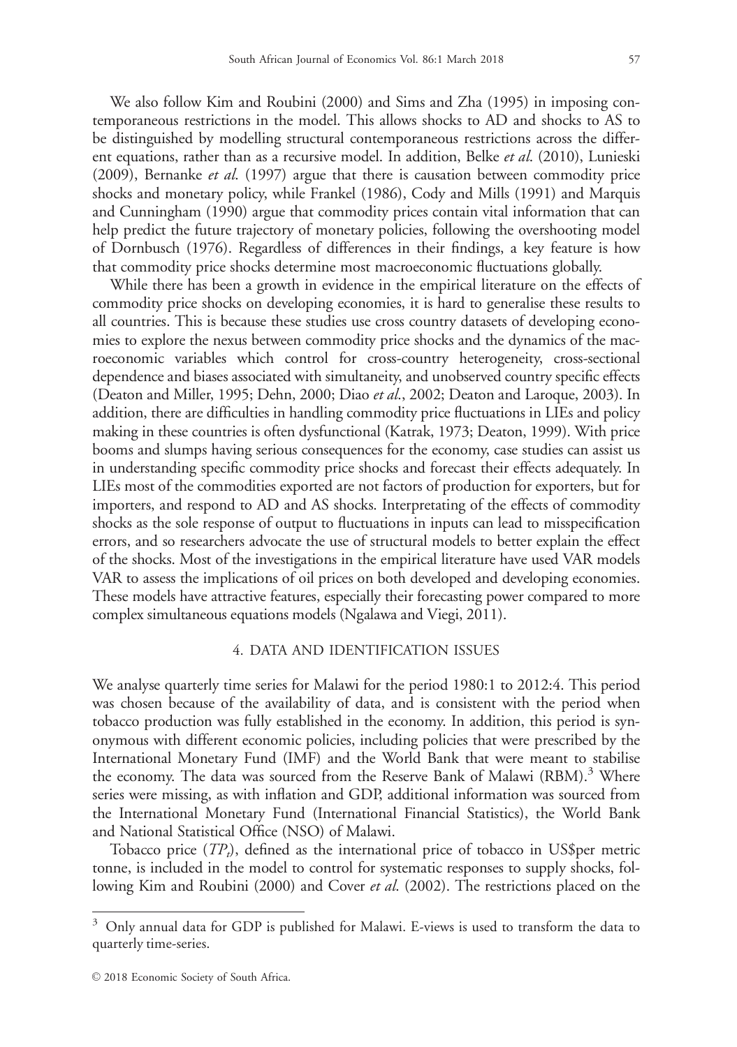We also follow Kim and Roubini (2000) and Sims and Zha (1995) in imposing contemporaneous restrictions in the model. This allows shocks to AD and shocks to AS to be distinguished by modelling structural contemporaneous restrictions across the different equations, rather than as a recursive model. In addition, Belke *et al*. (2010), Lunieski (2009), Bernanke *et al*. (1997) argue that there is causation between commodity price shocks and monetary policy, while Frankel (1986), Cody and Mills (1991) and Marquis and Cunningham (1990) argue that commodity prices contain vital information that can help predict the future trajectory of monetary policies, following the overshooting model of Dornbusch (1976). Regardless of differences in their findings, a key feature is how that commodity price shocks determine most macroeconomic fluctuations globally.

While there has been a growth in evidence in the empirical literature on the effects of commodity price shocks on developing economies, it is hard to generalise these results to all countries. This is because these studies use cross country datasets of developing economies to explore the nexus between commodity price shocks and the dynamics of the macroeconomic variables which control for cross-country heterogeneity, cross-sectional dependence and biases associated with simultaneity, and unobserved country specific effects (Deaton and Miller, 1995; Dehn, 2000; Diao *et al*., 2002; Deaton and Laroque, 2003). In addition, there are difficulties in handling commodity price fluctuations in LIEs and policy making in these countries is often dysfunctional (Katrak, 1973; Deaton, 1999). With price booms and slumps having serious consequences for the economy, case studies can assist us in understanding specific commodity price shocks and forecast their effects adequately. In LIEs most of the commodities exported are not factors of production for exporters, but for importers, and respond to AD and AS shocks. Interpretating of the effects of commodity shocks as the sole response of output to fluctuations in inputs can lead to misspecification errors, and so researchers advocate the use of structural models to better explain the effect of the shocks. Most of the investigations in the empirical literature have used VAR models VAR to assess the implications of oil prices on both developed and developing economies. These models have attractive features, especially their forecasting power compared to more complex simultaneous equations models (Ngalawa and Viegi, 2011).

## 4. DATA AND IDENTIFICATION ISSUES

We analyse quarterly time series for Malawi for the period 1980:1 to 2012:4. This period was chosen because of the availability of data, and is consistent with the period when tobacco production was fully established in the economy. In addition, this period is synonymous with different economic policies, including policies that were prescribed by the International Monetary Fund (IMF) and the World Bank that were meant to stabilise the economy. The data was sourced from the Reserve Bank of Malawi (RBM).[3] Where series were missing, as with inflation and GDP, additional information was sourced from the International Monetary Fund (International Financial Statistics), the World Bank and National Statistical Office (NSO) of Malawi.

Tobacco price ($TP_t$), defined as the international price of tobacco in US$per metric tonne, is included in the model to control for systematic responses to supply shocks, following Kim and Roubini (2000) and Cover *et al*. (2002). The restrictions placed on the

[3] Only annual data for GDP is published for Malawi. E-views is used to transform the data to quarterly time-series.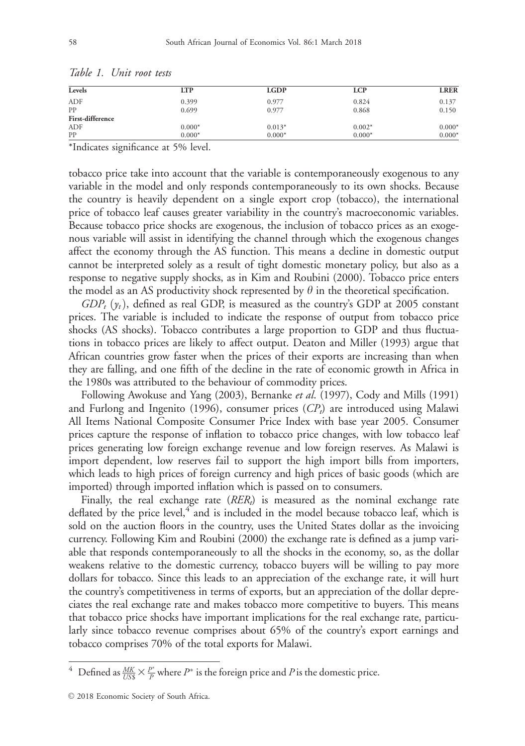*Table 1. Unit root tests*

| Levels | LTP | LGDP | LCP | LRER |
|---|---|---|---|---|
| ADF | 0.399 | 0.977 | 0.824 | 0.137 |
| PP | 0.699 | 0.977 | 0.868 | 0.150 |
| **First-difference** | | | | |
| ADF | 0.000* | 0.013* | 0.002* | 0.000* |
| PP | 0.000* | 0.000* | 0.000* | 0.000* |

*Indicates significance at 5% level.

tobacco price take into account that the variable is contemporaneously exogenous to any variable in the model and only responds contemporaneously to its own shocks. Because the country is heavily dependent on a single export crop (tobacco), the international price of tobacco leaf causes greater variability in the country's macroeconomic variables. Because tobacco price shocks are exogenous, the inclusion of tobacco prices as an exogenous variable will assist in identifying the channel through which the exogenous changes affect the economy through the AS function. This means a decline in domestic output cannot be interpreted solely as a result of tight domestic monetary policy, but also as a response to negative supply shocks, as in Kim and Roubini (2000). Tobacco price enters the model as an AS productivity shock represented by $\theta$ in the theoretical specification.

$GDP_t$ ($y_t$), defined as real GDP, is measured as the country's GDP at 2005 constant prices. The variable is included to indicate the response of output from tobacco price shocks (AS shocks). Tobacco contributes a large proportion to GDP and thus fluctuations in tobacco prices are likely to affect output. Deaton and Miller (1993) argue that African countries grow faster when the prices of their exports are increasing than when they are falling, and one fifth of the decline in the rate of economic growth in Africa in the 1980s was attributed to the behaviour of commodity prices.

Following Awokuse and Yang (2003), Bernanke *et al.* (1997), Cody and Mills (1991) and Furlong and Ingenito (1996), consumer prices ($CP_t$) are introduced using Malawi All Items National Composite Consumer Price Index with base year 2005. Consumer prices capture the response of inflation to tobacco price changes, with low tobacco leaf prices generating low foreign exchange revenue and low foreign reserves. As Malawi is import dependent, low reserves fail to support the high import bills from importers, which leads to high prices of foreign currency and high prices of basic goods (which are imported) through imported inflation which is passed on to consumers.

Finally, the real exchange rate ($RER_t$) is measured as the nominal exchange rate deflated by the price level,[4] and is included in the model because tobacco leaf, which is sold on the auction floors in the country, uses the United States dollar as the invoicing currency. Following Kim and Roubini (2000) the exchange rate is defined as a jump variable that responds contemporaneously to all the shocks in the economy, so, as the dollar weakens relative to the domestic currency, tobacco buyers will be willing to pay more dollars for tobacco. Since this leads to an appreciation of the exchange rate, it will hurt the country's competitiveness in terms of exports, but an appreciation of the dollar depreciates the real exchange rate and makes tobacco more competitive to buyers. This means that tobacco price shocks have important implications for the real exchange rate, particularly since tobacco revenue comprises about 65% of the country's export earnings and tobacco comprises 70% of the total exports for Malawi.

[4] Defined as $\frac{MK}{US\$} \times \frac{P^*}{P}$ where $P^*$ is the foreign price and $P$ is the domestic price.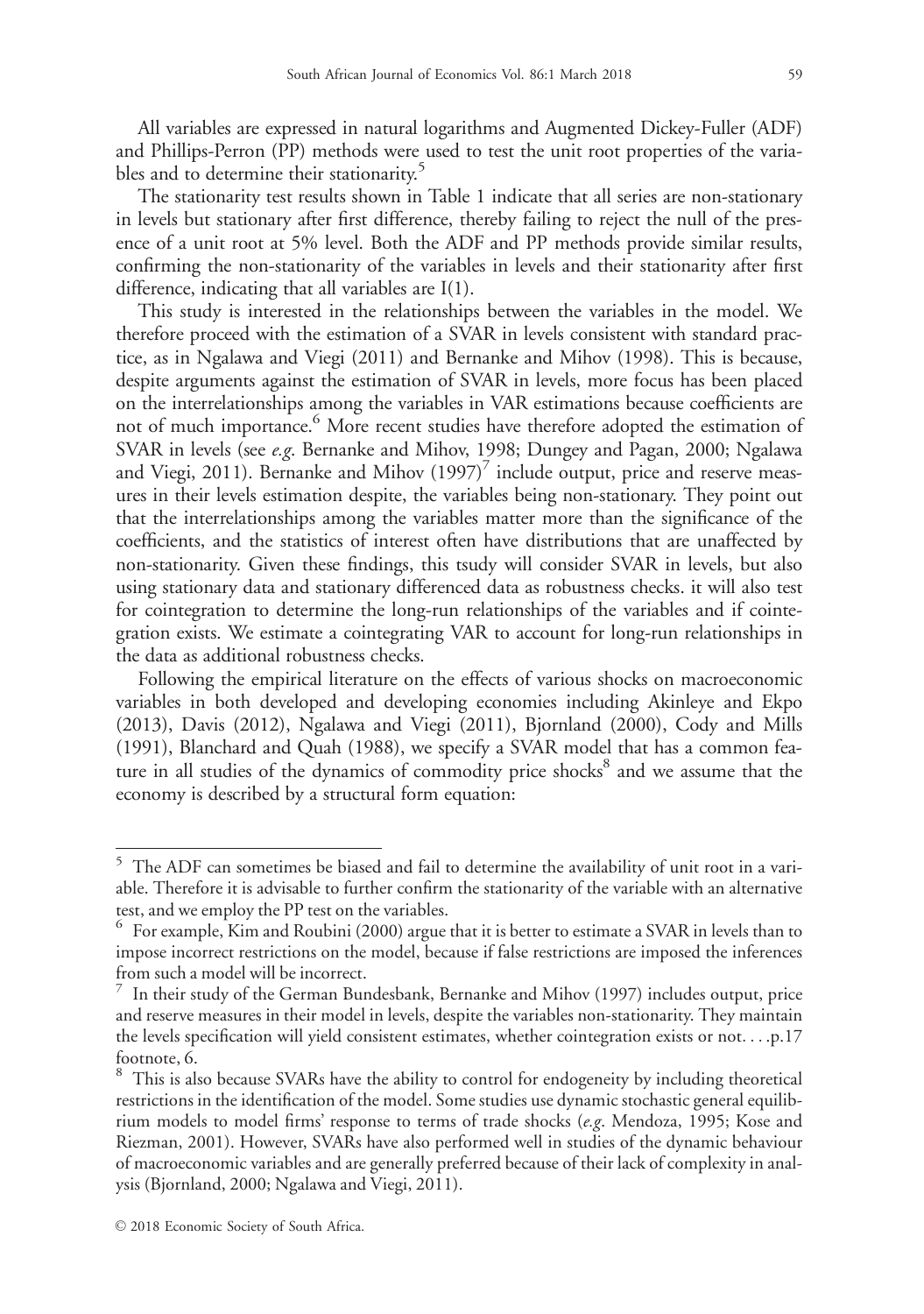All variables are expressed in natural logarithms and Augmented Dickey-Fuller (ADF) and Phillips-Perron (PP) methods were used to test the unit root properties of the variables and to determine their stationarity.[5]

The stationarity test results shown in Table 1 indicate that all series are non-stationary in levels but stationary after first difference, thereby failing to reject the null of the presence of a unit root at 5% level. Both the ADF and PP methods provide similar results, confirming the non-stationarity of the variables in levels and their stationarity after first difference, indicating that all variables are I(1).

This study is interested in the relationships between the variables in the model. We therefore proceed with the estimation of a SVAR in levels consistent with standard practice, as in Ngalawa and Viegi (2011) and Bernanke and Mihov (1998). This is because, despite arguments against the estimation of SVAR in levels, more focus has been placed on the interrelationships among the variables in VAR estimations because coefficients are not of much importance.[6] More recent studies have therefore adopted the estimation of SVAR in levels (see *e.g.* Bernanke and Mihov, 1998; Dungey and Pagan, 2000; Ngalawa and Viegi, 2011). Bernanke and Mihov (1997)[7] include output, price and reserve measures in their levels estimation despite, the variables being non-stationary. They point out that the interrelationships among the variables matter more than the significance of the coefficients, and the statistics of interest often have distributions that are unaffected by non-stationarity. Given these findings, this tsudy will consider SVAR in levels, but also using stationary data and stationary differenced data as robustness checks. it will also test for cointegration to determine the long-run relationships of the variables and if cointegration exists. We estimate a cointegrating VAR to account for long-run relationships in the data as additional robustness checks.

Following the empirical literature on the effects of various shocks on macroeconomic variables in both developed and developing economies including Akinleye and Ekpo (2013), Davis (2012), Ngalawa and Viegi (2011), Bjornland (2000), Cody and Mills (1991), Blanchard and Quah (1988), we specify a SVAR model that has a common feature in all studies of the dynamics of commodity price shocks[8] and we assume that the economy is described by a structural form equation:

---

[5] The ADF can sometimes be biased and fail to determine the availability of unit root in a variable. Therefore it is advisable to further confirm the stationarity of the variable with an alternative test, and we employ the PP test on the variables.

[6] For example, Kim and Roubini (2000) argue that it is better to estimate a SVAR in levels than to impose incorrect restrictions on the model, because if false restrictions are imposed the inferences from such a model will be incorrect.

[7] In their study of the German Bundesbank, Bernanke and Mihov (1997) includes output, price and reserve measures in their model in levels, despite the variables non-stationarity. They maintain the levels specification will yield consistent estimates, whether cointegration exists or not. . . .p.17 footnote, 6.

[8] This is also because SVARs have the ability to control for endogeneity by including theoretical restrictions in the identification of the model. Some studies use dynamic stochastic general equilibrium models to model firms' response to terms of trade shocks (*e.g.* Mendoza, 1995; Kose and Riezman, 2001). However, SVARs have also performed well in studies of the dynamic behaviour of macroeconomic variables and are generally preferred because of their lack of complexity in analysis (Bjornland, 2000; Ngalawa and Viegi, 2011).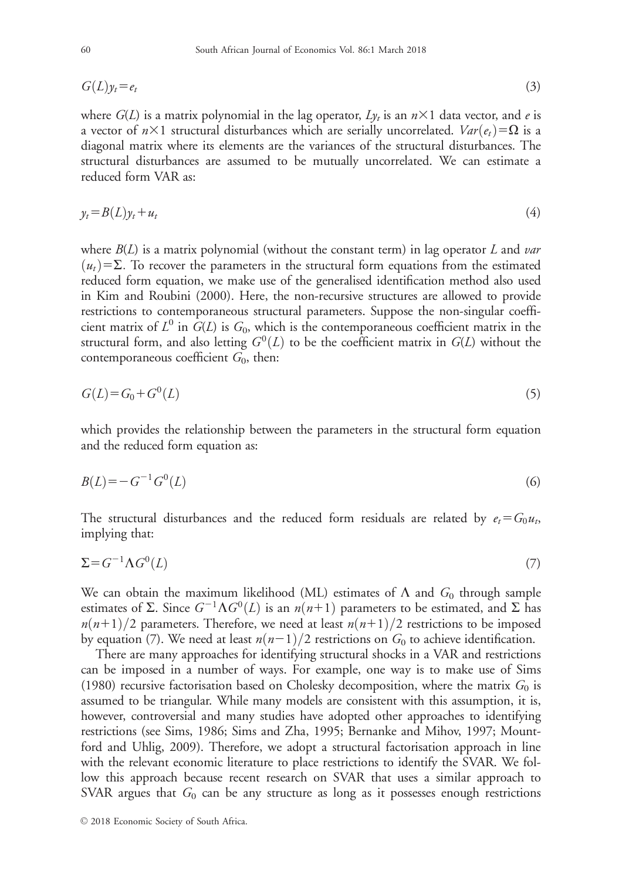$$G(L)y_t = e_t \tag{3}$$

where $G(L)$ is a matrix polynomial in the lag operator, $Ly_t$ is an $n \times 1$ data vector, and $e$ is a vector of $n \times 1$ structural disturbances which are serially uncorrelated. $Var(e_t) = \Omega$ is a diagonal matrix where its elements are the variances of the structural disturbances. The structural disturbances are assumed to be mutually uncorrelated. We can estimate a reduced form VAR as:

$$y_t = B(L)y_t + u_t \tag{4}$$

where $B(L)$ is a matrix polynomial (without the constant term) in lag operator $L$ and $var(u_t) = \Sigma$. To recover the parameters in the structural form equations from the estimated reduced form equation, we make use of the generalised identification method also used in Kim and Roubini (2000). Here, the non-recursive structures are allowed to provide restrictions to contemporaneous structural parameters. Suppose the non-singular coefficient matrix of $L^0$ in $G(L)$ is $G_0$, which is the contemporaneous coefficient matrix in the structural form, and also letting $G^0(L)$ to be the coefficient matrix in $G(L)$ without the contemporaneous coefficient $G_0$, then:

$$G(L) = G_0 + G^0(L) \tag{5}$$

which provides the relationship between the parameters in the structural form equation and the reduced form equation as:

$$B(L) = -G^{-1}G^0(L) \tag{6}$$

The structural disturbances and the reduced form residuals are related by $e_t = G_0 u_t$, implying that:

$$\Sigma = G^{-1}\Lambda G^0(L) \tag{7}$$

We can obtain the maximum likelihood (ML) estimates of $\Lambda$ and $G_0$ through sample estimates of $\Sigma$. Since $G^{-1}\Lambda G^0(L)$ is an $n(n+1)$ parameters to be estimated, and $\Sigma$ has $n(n+1)/2$ parameters. Therefore, we need at least $n(n+1)/2$ restrictions to be imposed by equation (7). We need at least $n(n-1)/2$ restrictions on $G_0$ to achieve identification.

There are many approaches for identifying structural shocks in a VAR and restrictions can be imposed in a number of ways. For example, one way is to make use of Sims (1980) recursive factorisation based on Cholesky decomposition, where the matrix $G_0$ is assumed to be triangular. While many models are consistent with this assumption, it is, however, controversial and many studies have adopted other approaches to identifying restrictions (see Sims, 1986; Sims and Zha, 1995; Bernanke and Mihov, 1997; Mountford and Uhlig, 2009). Therefore, we adopt a structural factorisation approach in line with the relevant economic literature to place restrictions to identify the SVAR. We follow this approach because recent research on SVAR that uses a similar approach to SVAR argues that $G_0$ can be any structure as long as it possesses enough restrictions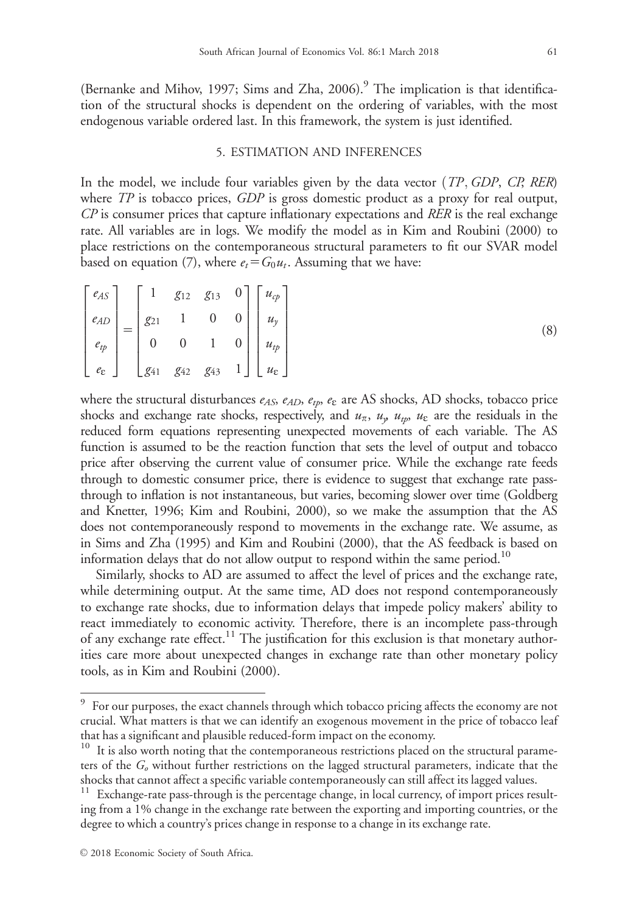(Bernanke and Mihov, 1997; Sims and Zha, 2006).[9] The implication is that identification of the structural shocks is dependent on the ordering of variables, with the most endogenous variable ordered last. In this framework, the system is just identified.

## 5. ESTIMATION AND INFERENCES

In the model, we include four variables given by the data vector (*TP*, *GDP*, *CP*, *RER*) where *TP* is tobacco prices, *GDP* is gross domestic product as a proxy for real output, *CP* is consumer prices that capture inflationary expectations and *RER* is the real exchange rate. All variables are in logs. We modify the model as in Kim and Roubini (2000) to place restrictions on the contemporaneous structural parameters to fit our SVAR model based on equation (7), where $e_t = G_0 u_t$. Assuming that we have:

$$\begin{bmatrix} e_{AS} \\ e_{AD} \\ e_{tp} \\ e_{\varepsilon} \end{bmatrix} = \begin{bmatrix} 1 & g_{12} & g_{13} & 0 \\ g_{21} & 1 & 0 & 0 \\ 0 & 0 & 1 & 0 \\ g_{41} & g_{42} & g_{43} & 1 \end{bmatrix} \begin{bmatrix} u_{cp} \\ u_{y} \\ u_{tp} \\ u_{\varepsilon} \end{bmatrix} \tag{8}$$

where the structural disturbances $e_{AS}$, $e_{AD}$, $e_{tp}$, $e_{\varepsilon}$ are AS shocks, AD shocks, tobacco price shocks and exchange rate shocks, respectively, and $u_{\pi}$, $u_{y}$, $u_{tp}$, $u_{\varepsilon}$ are the residuals in the reduced form equations representing unexpected movements of each variable. The AS function is assumed to be the reaction function that sets the level of output and tobacco price after observing the current value of consumer price. While the exchange rate feeds through to domestic consumer price, there is evidence to suggest that exchange rate pass-through to inflation is not instantaneous, but varies, becoming slower over time (Goldberg and Knetter, 1996; Kim and Roubini, 2000), so we make the assumption that the AS does not contemporaneously respond to movements in the exchange rate. We assume, as in Sims and Zha (1995) and Kim and Roubini (2000), that the AS feedback is based on information delays that do not allow output to respond within the same period.[10]

Similarly, shocks to AD are assumed to affect the level of prices and the exchange rate, while determining output. At the same time, AD does not respond contemporaneously to exchange rate shocks, due to information delays that impede policy makers' ability to react immediately to economic activity. Therefore, there is an incomplete pass-through of any exchange rate effect.[11] The justification for this exclusion is that monetary authorities care more about unexpected changes in exchange rate than other monetary policy tools, as in Kim and Roubini (2000).

---

[9] For our purposes, the exact channels through which tobacco pricing affects the economy are not crucial. What matters is that we can identify an exogenous movement in the price of tobacco leaf that has a significant and plausible reduced-form impact on the economy.

[10] It is also worth noting that the contemporaneous restrictions placed on the structural parameters of the $G_o$ without further restrictions on the lagged structural parameters, indicate that the shocks that cannot affect a specific variable contemporaneously can still affect its lagged values.

[11] Exchange-rate pass-through is the percentage change, in local currency, of import prices resulting from a 1% change in the exchange rate between the exporting and importing countries, or the degree to which a country's prices change in response to a change in its exchange rate.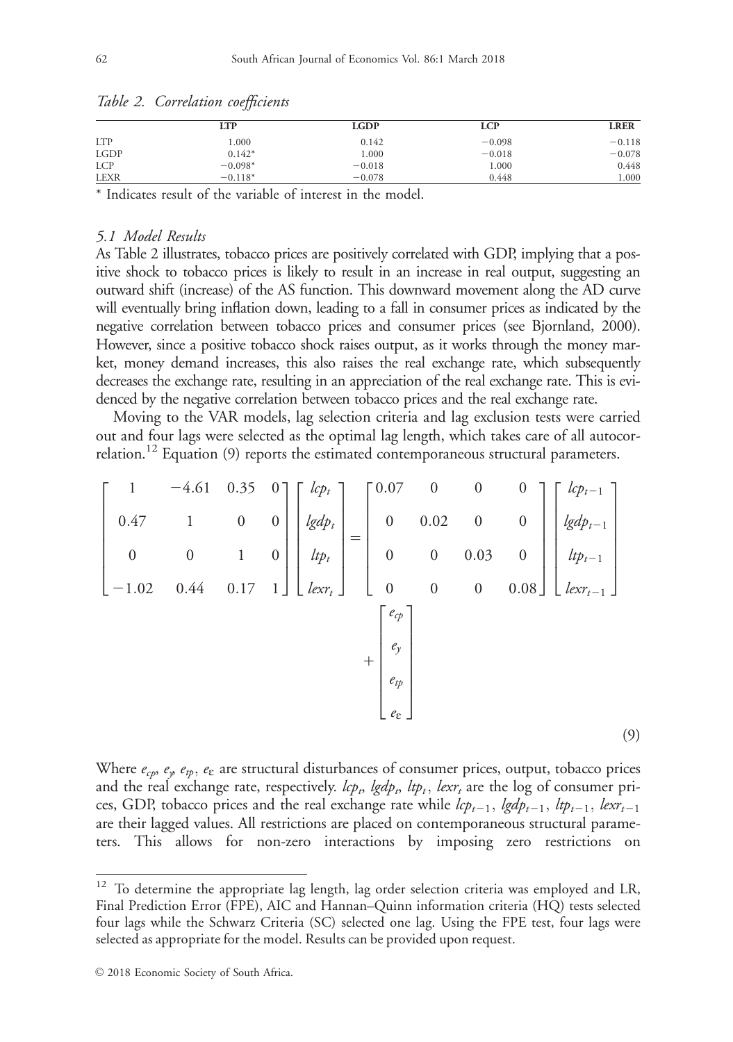*Table 2. Correlation coefficients*

| | LTP | LGDP | LCP | LRER |
|---|---|---|---|---|
| LTP | 1.000 | 0.142 | −0.098 | −0.118 |
| LGDP | 0.142* | 1.000 | −0.018 | −0.078 |
| LCP | −0.098* | −0.018 | 1.000 | 0.448 |
| LEXR | −0.118* | −0.078 | 0.448 | 1.000 |

* Indicates result of the variable of interest in the model.

### *5.1 Model Results*

As Table 2 illustrates, tobacco prices are positively correlated with GDP, implying that a positive shock to tobacco prices is likely to result in an increase in real output, suggesting an outward shift (increase) of the AS function. This downward movement along the AD curve will eventually bring inflation down, leading to a fall in consumer prices as indicated by the negative correlation between tobacco prices and consumer prices (see Bjornland, 2000). However, since a positive tobacco shock raises output, as it works through the money market, money demand increases, this also raises the real exchange rate, which subsequently decreases the exchange rate, resulting in an appreciation of the real exchange rate. This is evidenced by the negative correlation between tobacco prices and the real exchange rate.

Moving to the VAR models, lag selection criteria and lag exclusion tests were carried out and four lags were selected as the optimal lag length, which takes care of all autocorrelation.[12] Equation (9) reports the estimated contemporaneous structural parameters.

$$
\begin{bmatrix} 1 & -4.61 & 0.35 & 0 \\ 0.47 & 1 & 0 & 0 \\ 0 & 0 & 1 & 0 \\ -1.02 & 0.44 & 0.17 & 1 \end{bmatrix} \begin{bmatrix} lcp_t \\ lgdp_t \\ ltp_t \\ lexr_t \end{bmatrix} = \begin{bmatrix} 0.07 & 0 & 0 & 0 \\ 0 & 0.02 & 0 & 0 \\ 0 & 0 & 0.03 & 0 \\ 0 & 0 & 0 & 0.08 \end{bmatrix} \begin{bmatrix} lcp_{t-1} \\ lgdp_{t-1} \\ ltp_{t-1} \\ lexr_{t-1} \end{bmatrix} + \begin{bmatrix} e_{cp} \\ e_y \\ e_{tp} \\ e_{\varepsilon} \end{bmatrix} \tag{9}
$$

Where $e_{cp}$, $e_y$, $e_{tp}$, $e_{\varepsilon}$ are structural disturbances of consumer prices, output, tobacco prices and the real exchange rate, respectively. $lcp_t$, $lgdp_t$, $ltp_t$, $lexr_t$ are the log of consumer prices, GDP, tobacco prices and the real exchange rate while $lcp_{t-1}$, $lgdp_{t-1}$, $ltp_{t-1}$, $lexr_{t-1}$ are their lagged values. All restrictions are placed on contemporaneous structural parameters. This allows for non-zero interactions by imposing zero restrictions on

[12] To determine the appropriate lag length, lag order selection criteria was employed and LR, Final Prediction Error (FPE), AIC and Hannan–Quinn information criteria (HQ) tests selected four lags while the Schwarz Criteria (SC) selected one lag. Using the FPE test, four lags were selected as appropriate for the model. Results can be provided upon request.

© 2018 Economic Society of South Africa.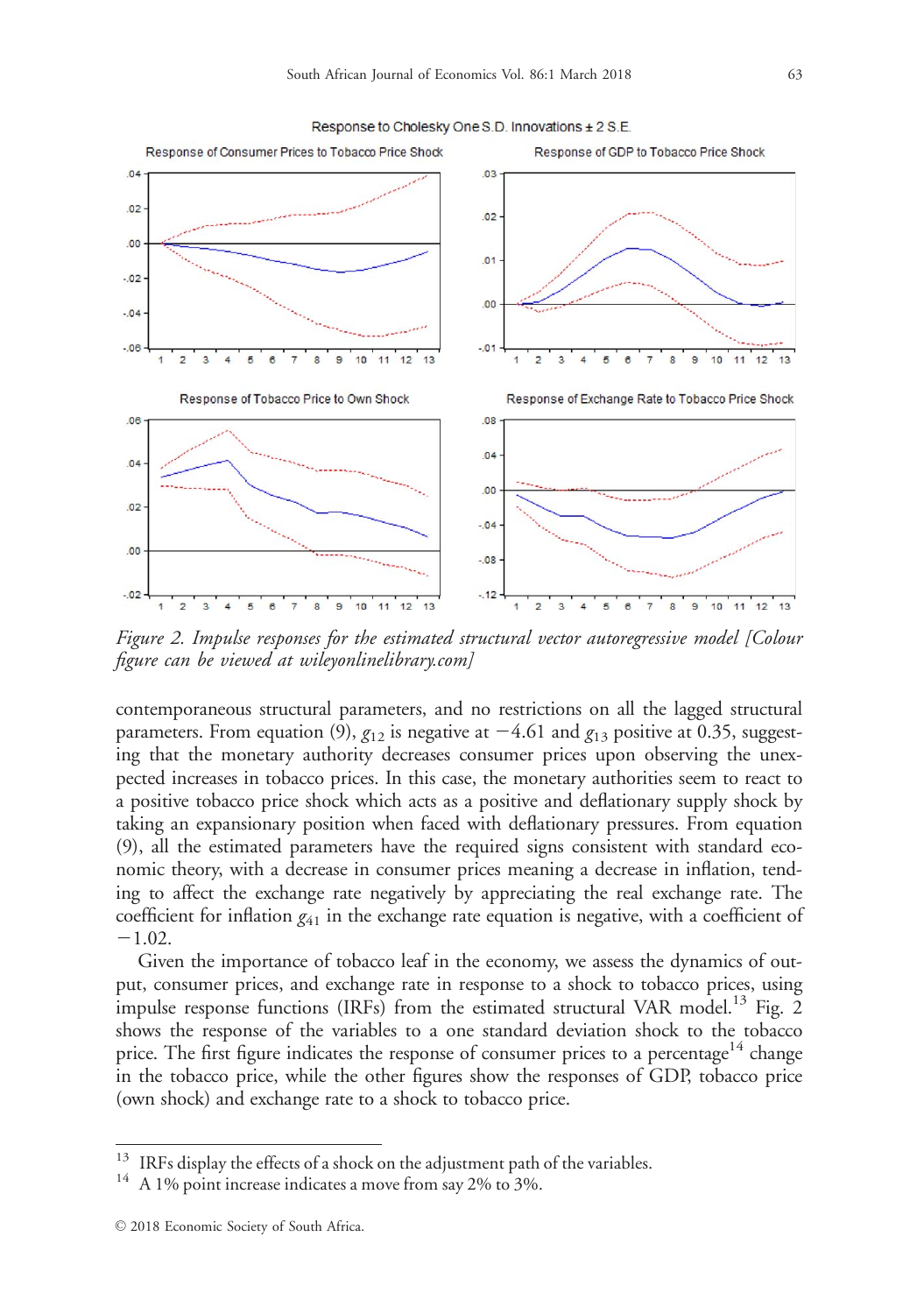Figure 2. Impulse responses for the estimated structural vector autoregressive model [Colour figure can be viewed at wileyonlinelibrary.com]

contemporaneous structural parameters, and no restrictions on all the lagged structural parameters. From equation (9), $g_{12}$ is negative at −4.61 and $g_{13}$ positive at 0.35, suggesting that the monetary authority decreases consumer prices upon observing the unexpected increases in tobacco prices. In this case, the monetary authorities seem to react to a positive tobacco price shock which acts as a positive and deflationary supply shock by taking an expansionary position when faced with deflationary pressures. From equation (9), all the estimated parameters have the required signs consistent with standard economic theory, with a decrease in consumer prices meaning a decrease in inflation, tending to affect the exchange rate negatively by appreciating the real exchange rate. The coefficient for inflation $g_{41}$ in the exchange rate equation is negative, with a coefficient of −1.02.

Given the importance of tobacco leaf in the economy, we assess the dynamics of output, consumer prices, and exchange rate in response to a shock to tobacco prices, using impulse response functions (IRFs) from the estimated structural VAR model.[13] Fig. 2 shows the response of the variables to a one standard deviation shock to the tobacco price. The first figure indicates the response of consumer prices to a percentage[14] change in the tobacco price, while the other figures show the responses of GDP, tobacco price (own shock) and exchange rate to a shock to tobacco price.

---

[13] IRFs display the effects of a shock on the adjustment path of the variables.

[14] A 1% point increase indicates a move from say 2% to 3%.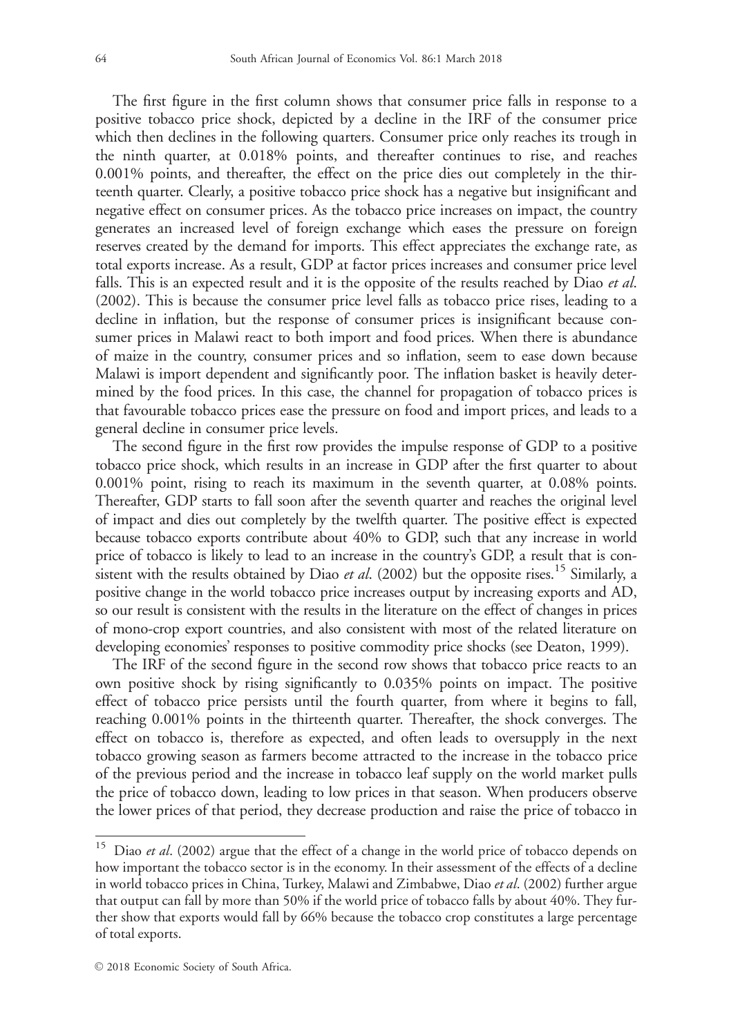The first figure in the first column shows that consumer price falls in response to a positive tobacco price shock, depicted by a decline in the IRF of the consumer price which then declines in the following quarters. Consumer price only reaches its trough in the ninth quarter, at 0.018% points, and thereafter continues to rise, and reaches 0.001% points, and thereafter, the effect on the price dies out completely in the thirteenth quarter. Clearly, a positive tobacco price shock has a negative but insignificant and negative effect on consumer prices. As the tobacco price increases on impact, the country generates an increased level of foreign exchange which eases the pressure on foreign reserves created by the demand for imports. This effect appreciates the exchange rate, as total exports increase. As a result, GDP at factor prices increases and consumer price level falls. This is an expected result and it is the opposite of the results reached by Diao *et al*. (2002). This is because the consumer price level falls as tobacco price rises, leading to a decline in inflation, but the response of consumer prices is insignificant because consumer prices in Malawi react to both import and food prices. When there is abundance of maize in the country, consumer prices and so inflation, seem to ease down because Malawi is import dependent and significantly poor. The inflation basket is heavily determined by the food prices. In this case, the channel for propagation of tobacco prices is that favourable tobacco prices ease the pressure on food and import prices, and leads to a general decline in consumer price levels.

The second figure in the first row provides the impulse response of GDP to a positive tobacco price shock, which results in an increase in GDP after the first quarter to about 0.001% point, rising to reach its maximum in the seventh quarter, at 0.08% points. Thereafter, GDP starts to fall soon after the seventh quarter and reaches the original level of impact and dies out completely by the twelfth quarter. The positive effect is expected because tobacco exports contribute about 40% to GDP, such that any increase in world price of tobacco is likely to lead to an increase in the country's GDP, a result that is consistent with the results obtained by Diao *et al*. (2002) but the opposite rises.[15] Similarly, a positive change in the world tobacco price increases output by increasing exports and AD, so our result is consistent with the results in the literature on the effect of changes in prices of mono-crop export countries, and also consistent with most of the related literature on developing economies' responses to positive commodity price shocks (see Deaton, 1999).

The IRF of the second figure in the second row shows that tobacco price reacts to an own positive shock by rising significantly to 0.035% points on impact. The positive effect of tobacco price persists until the fourth quarter, from where it begins to fall, reaching 0.001% points in the thirteenth quarter. Thereafter, the shock converges. The effect on tobacco is, therefore as expected, and often leads to oversupply in the next tobacco growing season as farmers become attracted to the increase in the tobacco price of the previous period and the increase in tobacco leaf supply on the world market pulls the price of tobacco down, leading to low prices in that season. When producers observe the lower prices of that period, they decrease production and raise the price of tobacco in

[15] Diao *et al*. (2002) argue that the effect of a change in the world price of tobacco depends on how important the tobacco sector is in the economy. In their assessment of the effects of a decline in world tobacco prices in China, Turkey, Malawi and Zimbabwe, Diao *et al*. (2002) further argue that output can fall by more than 50% if the world price of tobacco falls by about 40%. They further show that exports would fall by 66% because the tobacco crop constitutes a large percentage of total exports.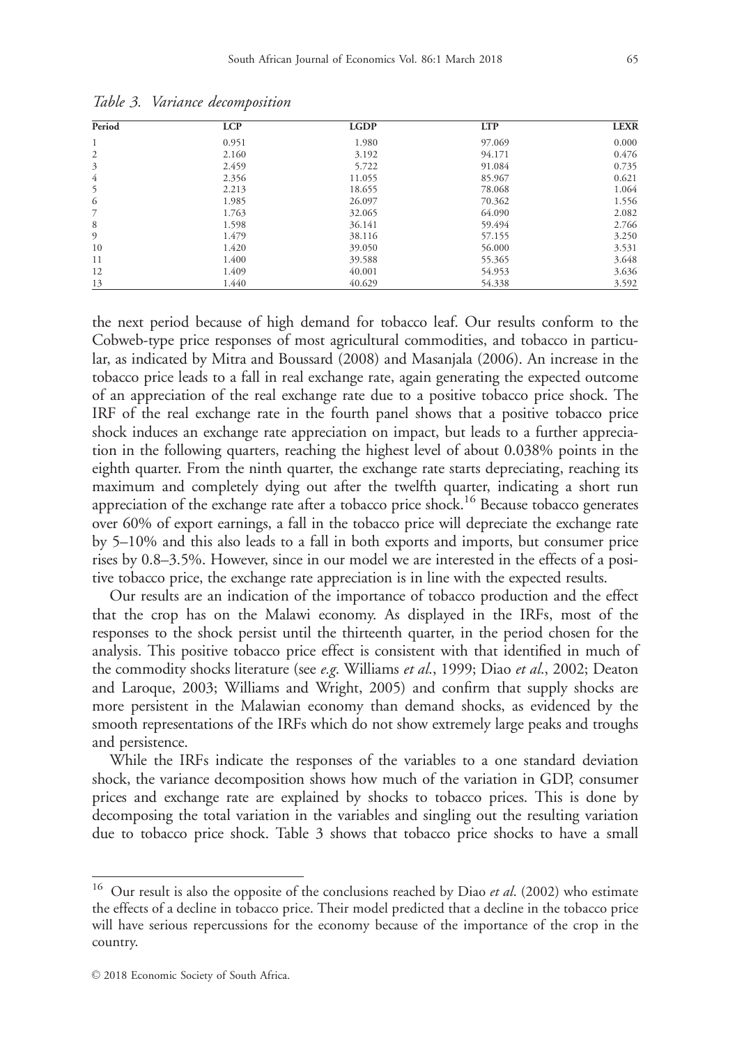Table 3. *Variance decomposition*

| Period | LCP | LGDP | LTP | LEXR |
|---|---|---|---|---|
| 1 | 0.951 | 1.980 | 97.069 | 0.000 |
| 2 | 2.160 | 3.192 | 94.171 | 0.476 |
| 3 | 2.459 | 5.722 | 91.084 | 0.735 |
| 4 | 2.356 | 11.055 | 85.967 | 0.621 |
| 5 | 2.213 | 18.655 | 78.068 | 1.064 |
| 6 | 1.985 | 26.097 | 70.362 | 1.556 |
| 7 | 1.763 | 32.065 | 64.090 | 2.082 |
| 8 | 1.598 | 36.141 | 59.494 | 2.766 |
| 9 | 1.479 | 38.116 | 57.155 | 3.250 |
| 10 | 1.420 | 39.050 | 56.000 | 3.531 |
| 11 | 1.400 | 39.588 | 55.365 | 3.648 |
| 12 | 1.409 | 40.001 | 54.953 | 3.636 |
| 13 | 1.440 | 40.629 | 54.338 | 3.592 |

the next period because of high demand for tobacco leaf. Our results conform to the Cobweb-type price responses of most agricultural commodities, and tobacco in particular, as indicated by Mitra and Boussard (2008) and Masanjala (2006). An increase in the tobacco price leads to a fall in real exchange rate, again generating the expected outcome of an appreciation of the real exchange rate due to a positive tobacco price shock. The IRF of the real exchange rate in the fourth panel shows that a positive tobacco price shock induces an exchange rate appreciation on impact, but leads to a further appreciation in the following quarters, reaching the highest level of about 0.038% points in the eighth quarter. From the ninth quarter, the exchange rate starts depreciating, reaching its maximum and completely dying out after the twelfth quarter, indicating a short run appreciation of the exchange rate after a tobacco price shock.[16] Because tobacco generates over 60% of export earnings, a fall in the tobacco price will depreciate the exchange rate by 5–10% and this also leads to a fall in both exports and imports, but consumer price rises by 0.8–3.5%. However, since in our model we are interested in the effects of a positive tobacco price, the exchange rate appreciation is in line with the expected results.

Our results are an indication of the importance of tobacco production and the effect that the crop has on the Malawi economy. As displayed in the IRFs, most of the responses to the shock persist until the thirteenth quarter, in the period chosen for the analysis. This positive tobacco price effect is consistent with that identified in much of the commodity shocks literature (see *e.g*. Williams *et al*., 1999; Diao *et al*., 2002; Deaton and Laroque, 2003; Williams and Wright, 2005) and confirm that supply shocks are more persistent in the Malawian economy than demand shocks, as evidenced by the smooth representations of the IRFs which do not show extremely large peaks and troughs and persistence.

While the IRFs indicate the responses of the variables to a one standard deviation shock, the variance decomposition shows how much of the variation in GDP, consumer prices and exchange rate are explained by shocks to tobacco prices. This is done by decomposing the total variation in the variables and singling out the resulting variation due to tobacco price shock. Table 3 shows that tobacco price shocks to have a small

[16] Our result is also the opposite of the conclusions reached by Diao *et al*. (2002) who estimate the effects of a decline in tobacco price. Their model predicted that a decline in the tobacco price will have serious repercussions for the economy because of the importance of the crop in the country.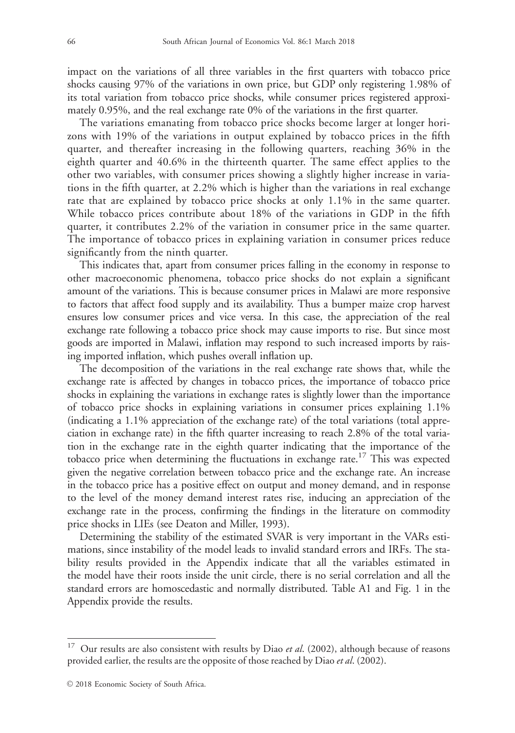impact on the variations of all three variables in the first quarters with tobacco price shocks causing 97% of the variations in own price, but GDP only registering 1.98% of its total variation from tobacco price shocks, while consumer prices registered approximately 0.95%, and the real exchange rate 0% of the variations in the first quarter.

The variations emanating from tobacco price shocks become larger at longer horizons with 19% of the variations in output explained by tobacco prices in the fifth quarter, and thereafter increasing in the following quarters, reaching 36% in the eighth quarter and 40.6% in the thirteenth quarter. The same effect applies to the other two variables, with consumer prices showing a slightly higher increase in variations in the fifth quarter, at 2.2% which is higher than the variations in real exchange rate that are explained by tobacco price shocks at only 1.1% in the same quarter. While tobacco prices contribute about 18% of the variations in GDP in the fifth quarter, it contributes 2.2% of the variation in consumer price in the same quarter. The importance of tobacco prices in explaining variation in consumer prices reduce significantly from the ninth quarter.

This indicates that, apart from consumer prices falling in the economy in response to other macroeconomic phenomena, tobacco price shocks do not explain a significant amount of the variations. This is because consumer prices in Malawi are more responsive to factors that affect food supply and its availability. Thus a bumper maize crop harvest ensures low consumer prices and vice versa. In this case, the appreciation of the real exchange rate following a tobacco price shock may cause imports to rise. But since most goods are imported in Malawi, inflation may respond to such increased imports by raising imported inflation, which pushes overall inflation up.

The decomposition of the variations in the real exchange rate shows that, while the exchange rate is affected by changes in tobacco prices, the importance of tobacco price shocks in explaining the variations in exchange rates is slightly lower than the importance of tobacco price shocks in explaining variations in consumer prices explaining 1.1% (indicating a 1.1% appreciation of the exchange rate) of the total variations (total appreciation in exchange rate) in the fifth quarter increasing to reach 2.8% of the total variation in the exchange rate in the eighth quarter indicating that the importance of the tobacco price when determining the fluctuations in exchange rate.[17] This was expected given the negative correlation between tobacco price and the exchange rate. An increase in the tobacco price has a positive effect on output and money demand, and in response to the level of the money demand interest rates rise, inducing an appreciation of the exchange rate in the process, confirming the findings in the literature on commodity price shocks in LIEs (see Deaton and Miller, 1993).

Determining the stability of the estimated SVAR is very important in the VARs estimations, since instability of the model leads to invalid standard errors and IRFs. The stability results provided in the Appendix indicate that all the variables estimated in the model have their roots inside the unit circle, there is no serial correlation and all the standard errors are homoscedastic and normally distributed. Table A1 and Fig. 1 in the Appendix provide the results.

---

[17] Our results are also consistent with results by Diao *et al*. (2002), although because of reasons provided earlier, the results are the opposite of those reached by Diao *et al*. (2002).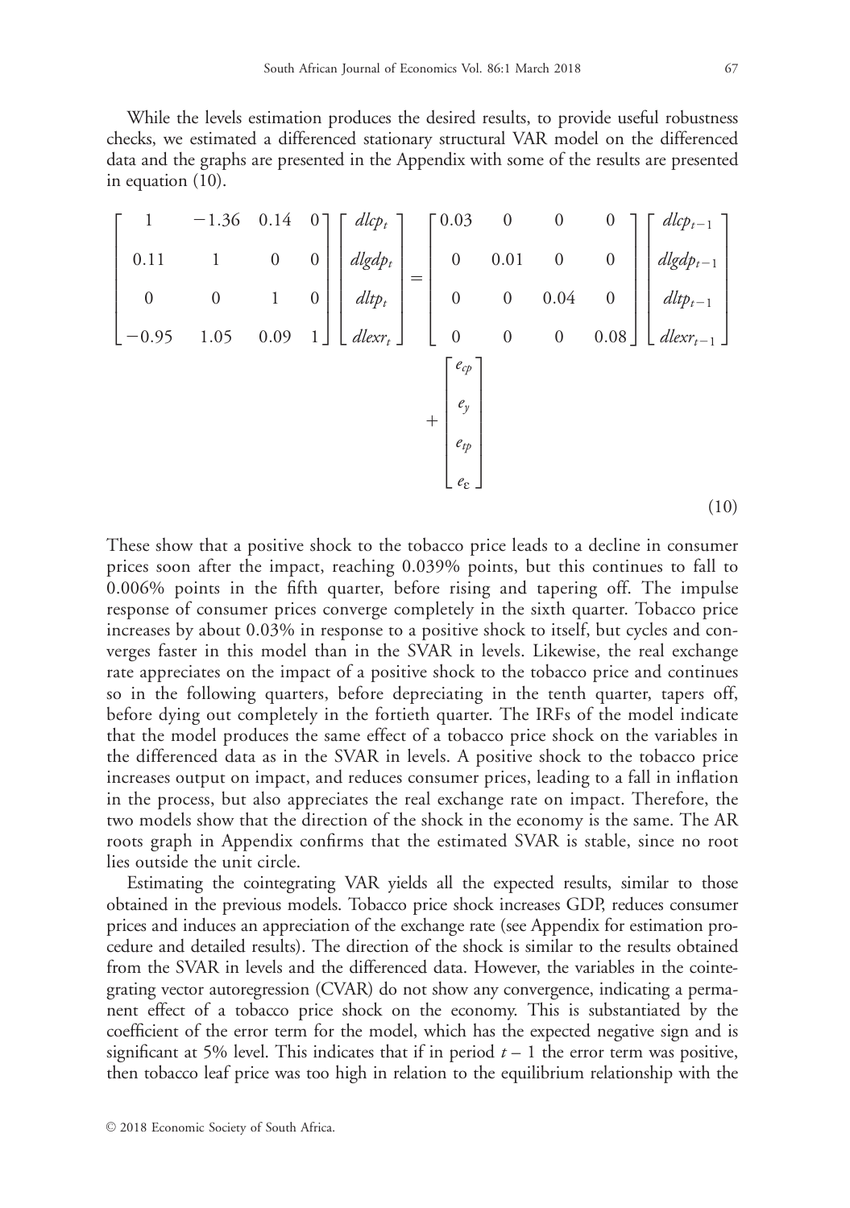While the levels estimation produces the desired results, to provide useful robustness checks, we estimated a differenced stationary structural VAR model on the differenced data and the graphs are presented in the Appendix with some of the results are presented in equation (10).

$$
\begin{bmatrix} 1 & -1.36 & 0.14 & 0 \\ 0.11 & 1 & 0 & 0 \\ 0 & 0 & 1 & 0 \\ -0.95 & 1.05 & 0.09 & 1 \end{bmatrix}
\begin{bmatrix} dlcp_t \\ dlgdp_t \\ dltp_t \\ dlexr_t \end{bmatrix}
=
\begin{bmatrix} 0.03 & 0 & 0 & 0 \\ 0 & 0.01 & 0 & 0 \\ 0 & 0 & 0.04 & 0 \\ 0 & 0 & 0 & 0.08 \end{bmatrix}
\begin{bmatrix} dlcp_{t-1} \\ dlgdp_{t-1} \\ dltp_{t-1} \\ dlexr_{t-1} \end{bmatrix}
+
\begin{bmatrix} e_{cp} \\ e_y \\ e_{tp} \\ e_{\varepsilon} \end{bmatrix}
\tag{10}
$$

These show that a positive shock to the tobacco price leads to a decline in consumer prices soon after the impact, reaching 0.039% points, but this continues to fall to 0.006% points in the fifth quarter, before rising and tapering off. The impulse response of consumer prices converge completely in the sixth quarter. Tobacco price increases by about 0.03% in response to a positive shock to itself, but cycles and converges faster in this model than in the SVAR in levels. Likewise, the real exchange rate appreciates on the impact of a positive shock to the tobacco price and continues so in the following quarters, before depreciating in the tenth quarter, tapers off, before dying out completely in the fortieth quarter. The IRFs of the model indicate that the model produces the same effect of a tobacco price shock on the variables in the differenced data as in the SVAR in levels. A positive shock to the tobacco price increases output on impact, and reduces consumer prices, leading to a fall in inflation in the process, but also appreciates the real exchange rate on impact. Therefore, the two models show that the direction of the shock in the economy is the same. The AR roots graph in Appendix confirms that the estimated SVAR is stable, since no root lies outside the unit circle.

Estimating the cointegrating VAR yields all the expected results, similar to those obtained in the previous models. Tobacco price shock increases GDP, reduces consumer prices and induces an appreciation of the exchange rate (see Appendix for estimation procedure and detailed results). The direction of the shock is similar to the results obtained from the SVAR in levels and the differenced data. However, the variables in the cointegrating vector autoregression (CVAR) do not show any convergence, indicating a permanent effect of a tobacco price shock on the economy. This is substantiated by the coefficient of the error term for the model, which has the expected negative sign and is significant at 5% level. This indicates that if in period $t-1$ the error term was positive, then tobacco leaf price was too high in relation to the equilibrium relationship with the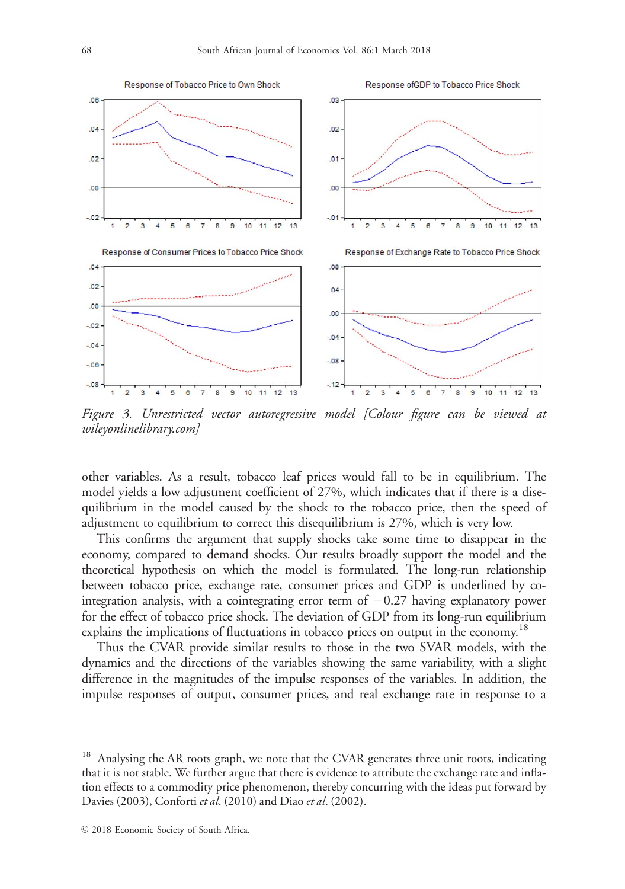Figure 3. Unrestricted vector autoregressive model [Colour figure can be viewed at wileyonlinelibrary.com]

other variables. As a result, tobacco leaf prices would fall to be in equilibrium. The model yields a low adjustment coefficient of 27%, which indicates that if there is a disequilibrium in the model caused by the shock to the tobacco price, then the speed of adjustment to equilibrium to correct this disequilibrium is 27%, which is very low.

This confirms the argument that supply shocks take some time to disappear in the economy, compared to demand shocks. Our results broadly support the model and the theoretical hypothesis on which the model is formulated. The long-run relationship between tobacco price, exchange rate, consumer prices and GDP is underlined by co-integration analysis, with a cointegrating error term of $-0.27$ having explanatory power for the effect of tobacco price shock. The deviation of GDP from its long-run equilibrium explains the implications of fluctuations in tobacco prices on output in the economy.[18]

Thus the CVAR provide similar results to those in the two SVAR models, with the dynamics and the directions of the variables showing the same variability, with a slight difference in the magnitudes of the impulse responses of the variables. In addition, the impulse responses of output, consumer prices, and real exchange rate in response to a

---

[18] Analysing the AR roots graph, we note that the CVAR generates three unit roots, indicating that it is not stable. We further argue that there is evidence to attribute the exchange rate and inflation effects to a commodity price phenomenon, thereby concurring with the ideas put forward by Davies (2003), Conforti *et al.* (2010) and Diao *et al.* (2002).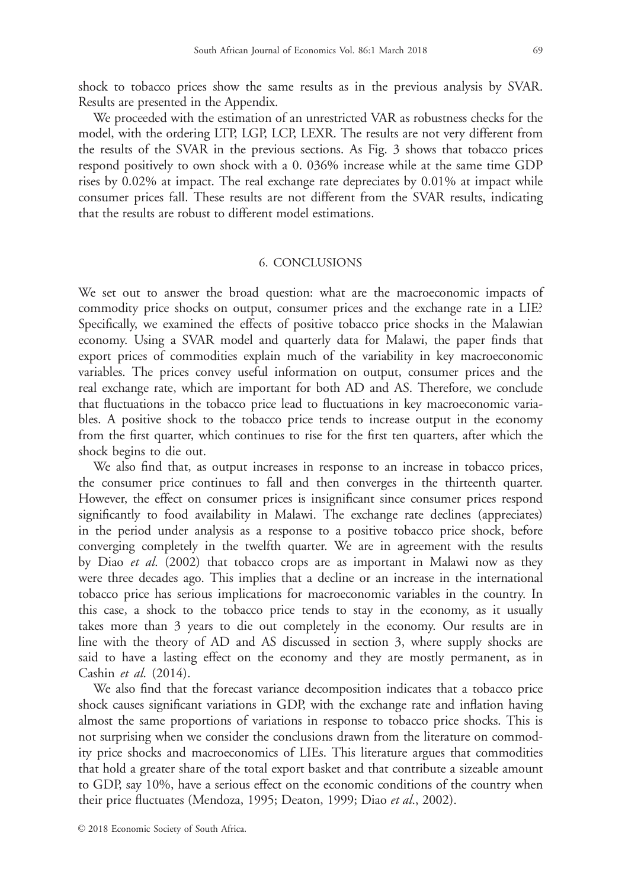shock to tobacco prices show the same results as in the previous analysis by SVAR. Results are presented in the Appendix.

We proceeded with the estimation of an unrestricted VAR as robustness checks for the model, with the ordering LTP, LGP, LCP, LEXR. The results are not very different from the results of the SVAR in the previous sections. As Fig. 3 shows that tobacco prices respond positively to own shock with a 0. 036% increase while at the same time GDP rises by 0.02% at impact. The real exchange rate depreciates by 0.01% at impact while consumer prices fall. These results are not different from the SVAR results, indicating that the results are robust to different model estimations.

## 6. CONCLUSIONS

We set out to answer the broad question: what are the macroeconomic impacts of commodity price shocks on output, consumer prices and the exchange rate in a LIE? Specifically, we examined the effects of positive tobacco price shocks in the Malawian economy. Using a SVAR model and quarterly data for Malawi, the paper finds that export prices of commodities explain much of the variability in key macroeconomic variables. The prices convey useful information on output, consumer prices and the real exchange rate, which are important for both AD and AS. Therefore, we conclude that fluctuations in the tobacco price lead to fluctuations in key macroeconomic variables. A positive shock to the tobacco price tends to increase output in the economy from the first quarter, which continues to rise for the first ten quarters, after which the shock begins to die out.

We also find that, as output increases in response to an increase in tobacco prices, the consumer price continues to fall and then converges in the thirteenth quarter. However, the effect on consumer prices is insignificant since consumer prices respond significantly to food availability in Malawi. The exchange rate declines (appreciates) in the period under analysis as a response to a positive tobacco price shock, before converging completely in the twelfth quarter. We are in agreement with the results by Diao *et al*. (2002) that tobacco crops are as important in Malawi now as they were three decades ago. This implies that a decline or an increase in the international tobacco price has serious implications for macroeconomic variables in the country. In this case, a shock to the tobacco price tends to stay in the economy, as it usually takes more than 3 years to die out completely in the economy. Our results are in line with the theory of AD and AS discussed in section 3, where supply shocks are said to have a lasting effect on the economy and they are mostly permanent, as in Cashin *et al*. (2014).

We also find that the forecast variance decomposition indicates that a tobacco price shock causes significant variations in GDP, with the exchange rate and inflation having almost the same proportions of variations in response to tobacco price shocks. This is not surprising when we consider the conclusions drawn from the literature on commodity price shocks and macroeconomics of LIEs. This literature argues that commodities that hold a greater share of the total export basket and that contribute a sizeable amount to GDP, say 10%, have a serious effect on the economic conditions of the country when their price fluctuates (Mendoza, 1995; Deaton, 1999; Diao *et al*., 2002).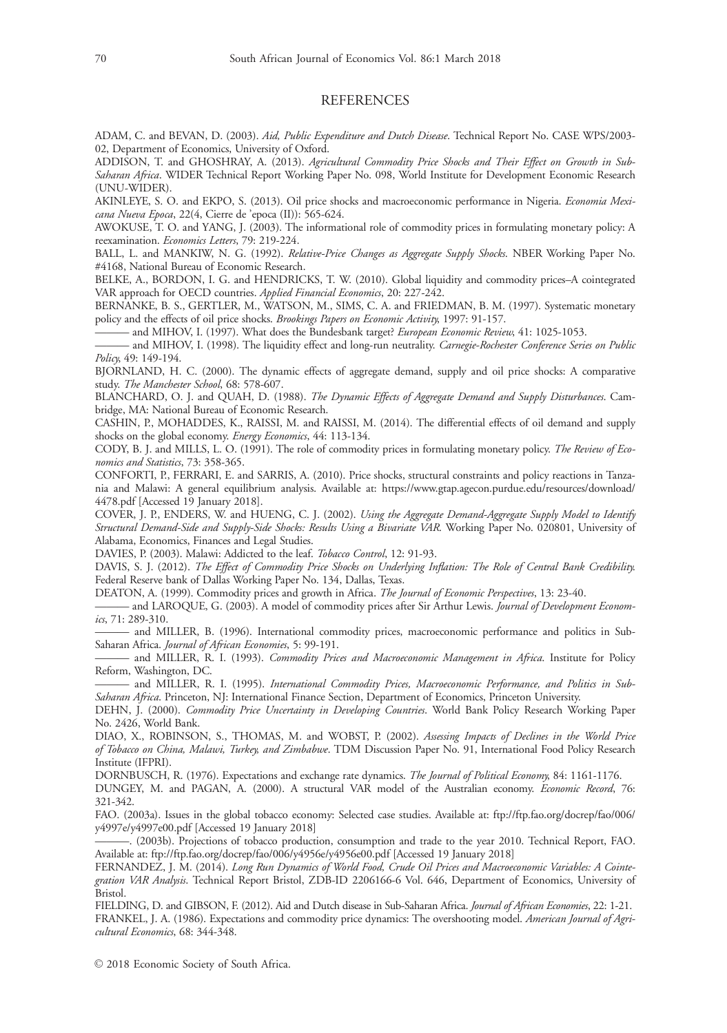## REFERENCES

ADAM, C. and BEVAN, D. (2003). *Aid, Public Expenditure and Dutch Disease*. Technical Report No. CASE WPS/2003-02, Department of Economics, University of Oxford.

ADDISON, T. and GHOSHRAY, A. (2013). *Agricultural Commodity Price Shocks and Their Effect on Growth in Sub-Saharan Africa*. WIDER Technical Report Working Paper No. 098, World Institute for Development Economic Research (UNU-WIDER).

AKINLEYE, S. O. and EKPO, S. (2013). Oil price shocks and macroeconomic performance in Nigeria. *Economia Mexicana Nueva Epoca*, 22(4, Cierre de 'epoca (II)): 565-624.

AWOKUSE, T. O. and YANG, J. (2003). The informational role of commodity prices in formulating monetary policy: A reexamination. *Economics Letters*, 79: 219-224.

BALL, L. and MANKIW, N. G. (1992). *Relative-Price Changes as Aggregate Supply Shocks*. NBER Working Paper No. #4168, National Bureau of Economic Research.

BELKE, A., BORDON, I. G. and HENDRICKS, T. W. (2010). Global liquidity and commodity prices–A cointegrated VAR approach for OECD countries. *Applied Financial Economics*, 20: 227-242.

BERNANKE, B. S., GERTLER, M., WATSON, M., SIMS, C. A. and FRIEDMAN, B. M. (1997). Systematic monetary policy and the effects of oil price shocks. *Brookings Papers on Economic Activity*, 1997: 91-157.

——— and MIHOV, I. (1997). What does the Bundesbank target? *European Economic Review*, 41: 1025-1053.

——— and MIHOV, I. (1998). The liquidity effect and long-run neutrality. *Carnegie-Rochester Conference Series on Public Policy*, 49: 149-194.

BJORNLAND, H. C. (2000). The dynamic effects of aggregate demand, supply and oil price shocks: A comparative study. *The Manchester School*, 68: 578-607.

BLANCHARD, O. J. and QUAH, D. (1988). *The Dynamic Effects of Aggregate Demand and Supply Disturbances*. Cambridge, MA: National Bureau of Economic Research.

CASHIN, P., MOHADDES, K., RAISSI, M. and RAISSI, M. (2014). The differential effects of oil demand and supply shocks on the global economy. *Energy Economics*, 44: 113-134.

CODY, B. J. and MILLS, L. O. (1991). The role of commodity prices in formulating monetary policy. *The Review of Economics and Statistics*, 73: 358-365.

CONFORTI, P., FERRARI, E. and SARRIS, A. (2010). Price shocks, structural constraints and policy reactions in Tanzania and Malawi: A general equilibrium analysis. Available at: https://www.gtap.agecon.purdue.edu/resources/download/4478.pdf [Accessed 19 January 2018].

COVER, J. P., ENDERS, W. and HUENG, C. J. (2002). *Using the Aggregate Demand-Aggregate Supply Model to Identify Structural Demand-Side and Supply-Side Shocks: Results Using a Bivariate VAR*. Working Paper No. 020801, University of Alabama, Economics, Finances and Legal Studies.

DAVIES, P. (2003). Malawi: Addicted to the leaf. *Tobacco Control*, 12: 91-93.

DAVIS, S. J. (2012). *The Effect of Commodity Price Shocks on Underlying Inflation: The Role of Central Bank Credibility*. Federal Reserve bank of Dallas Working Paper No. 134, Dallas, Texas.

DEATON, A. (1999). Commodity prices and growth in Africa. *The Journal of Economic Perspectives*, 13: 23-40.

——— and LAROQUE, G. (2003). A model of commodity prices after Sir Arthur Lewis. *Journal of Development Economics*, 71: 289-310.

——— and MILLER, B. (1996). International commodity prices, macroeconomic performance and politics in Sub-Saharan Africa. *Journal of African Economies*, 5: 99-191.

——— and MILLER, R. I. (1993). *Commodity Prices and Macroeconomic Management in Africa*. Institute for Policy Reform, Washington, DC.

——— and MILLER, R. I. (1995). *International Commodity Prices, Macroeconomic Performance, and Politics in Sub-Saharan Africa*. Princeton, NJ: International Finance Section, Department of Economics, Princeton University.

DEHN, J. (2000). *Commodity Price Uncertainty in Developing Countries*. World Bank Policy Research Working Paper No. 2426, World Bank.

DIAO, X., ROBINSON, S., THOMAS, M. and WOBST, P. (2002). *Assessing Impacts of Declines in the World Price of Tobacco on China, Malawi, Turkey, and Zimbabwe*. TDM Discussion Paper No. 91, International Food Policy Research Institute (IFPRI).

DORNBUSCH, R. (1976). Expectations and exchange rate dynamics. *The Journal of Political Economy*, 84: 1161-1176.

DUNGEY, M. and PAGAN, A. (2000). A structural VAR model of the Australian economy. *Economic Record*, 76: 321-342.

FAO. (2003a). Issues in the global tobacco economy: Selected case studies. Available at: ftp://ftp.fao.org/docrep/fao/006/y4997e/y4997e00.pdf [Accessed 19 January 2018]

———. (2003b). Projections of tobacco production, consumption and trade to the year 2010. Technical Report, FAO. Available at: ftp://ftp.fao.org/docrep/fao/006/y4956e/y4956e00.pdf [Accessed 19 January 2018]

FERNANDEZ, J. M. (2014). *Long Run Dynamics of World Food, Crude Oil Prices and Macroeconomic Variables: A Cointegration VAR Analysis*. Technical Report Bristol, ZDB-ID 2206166-6 Vol. 646, Department of Economics, University of Bristol.

FIELDING, D. and GIBSON, F. (2012). Aid and Dutch disease in Sub-Saharan Africa. *Journal of African Economies*, 22: 1-21.

FRANKEL, J. A. (1986). Expectations and commodity price dynamics: The overshooting model. *American Journal of Agricultural Economics*, 68: 344-348.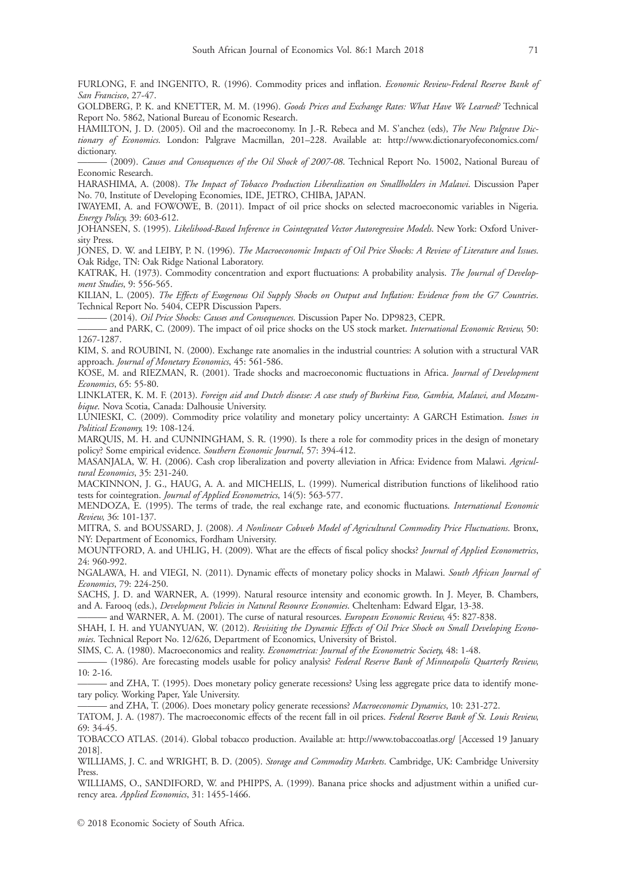FURLONG, F. and INGENITO, R. (1996). Commodity prices and inflation. *Economic Review-Federal Reserve Bank of San Francisco*, 27-47.

GOLDBERG, P. K. and KNETTER, M. M. (1996). *Goods Prices and Exchange Rates: What Have We Learned?* Technical Report No. 5862, National Bureau of Economic Research.

HAMILTON, J. D. (2005). Oil and the macroeconomy. In J.-R. Rebeca and M. S'anchez (eds), *The New Palgrave Dictionary of Economics*. London: Palgrave Macmillan, 201–228. Available at: http://www.dictionaryofeconomics.com/dictionary.

——— (2009). *Causes and Consequences of the Oil Shock of 2007-08*. Technical Report No. 15002, National Bureau of Economic Research.

HARASHIMA, A. (2008). *The Impact of Tobacco Production Liberalization on Smallholders in Malawi*. Discussion Paper No. 70, Institute of Developing Economies, IDE, JETRO, CHIBA, JAPAN.

IWAYEMI, A. and FOWOWE, B. (2011). Impact of oil price shocks on selected macroeconomic variables in Nigeria. *Energy Policy*, 39: 603-612.

JOHANSEN, S. (1995). *Likelihood-Based Inference in Cointegrated Vector Autoregressive Models*. New York: Oxford University Press.

JONES, D. W. and LEIBY, P. N. (1996). *The Macroeconomic Impacts of Oil Price Shocks: A Review of Literature and Issues*. Oak Ridge, TN: Oak Ridge National Laboratory.

KATRAK, H. (1973). Commodity concentration and export fluctuations: A probability analysis. *The Journal of Development Studies*, 9: 556-565.

KILIAN, L. (2005). *The Effects of Exogenous Oil Supply Shocks on Output and Inflation: Evidence from the G7 Countries*. Technical Report No. 5404, CEPR Discussion Papers.

——— (2014). *Oil Price Shocks: Causes and Consequences*. Discussion Paper No. DP9823, CEPR.

——— and PARK, C. (2009). The impact of oil price shocks on the US stock market. *International Economic Review*, 50: 1267-1287.

KIM, S. and ROUBINI, N. (2000). Exchange rate anomalies in the industrial countries: A solution with a structural VAR approach. *Journal of Monetary Economics*, 45: 561-586.

KOSE, M. and RIEZMAN, R. (2001). Trade shocks and macroeconomic fluctuations in Africa. *Journal of Development Economics*, 65: 55-80.

LINKLATER, K. M. F. (2013). *Foreign aid and Dutch disease: A case study of Burkina Faso, Gambia, Malawi, and Mozambique*. Nova Scotia, Canada: Dalhousie University.

LUNIESKI, C. (2009). Commodity price volatility and monetary policy uncertainty: A GARCH Estimation. *Issues in Political Economy*, 19: 108-124.

MARQUIS, M. H. and CUNNINGHAM, S. R. (1990). Is there a role for commodity prices in the design of monetary policy? Some empirical evidence. *Southern Economic Journal*, 57: 394-412.

MASANJALA, W. H. (2006). Cash crop liberalization and poverty alleviation in Africa: Evidence from Malawi. *Agricultural Economics*, 35: 231-240.

MACKINNON, J. G., HAUG, A. A. and MICHELIS, L. (1999). Numerical distribution functions of likelihood ratio tests for cointegration. *Journal of Applied Econometrics*, 14(5): 563-577.

MENDOZA, E. (1995). The terms of trade, the real exchange rate, and economic fluctuations. *International Economic Review*, 36: 101-137.

MITRA, S. and BOUSSARD, J. (2008). *A Nonlinear Cobweb Model of Agricultural Commodity Price Fluctuations*. Bronx, NY: Department of Economics, Fordham University.

MOUNTFORD, A. and UHLIG, H. (2009). What are the effects of fiscal policy shocks? *Journal of Applied Econometrics*, 24: 960-992.

NGALAWA, H. and VIEGI, N. (2011). Dynamic effects of monetary policy shocks in Malawi. *South African Journal of Economics*, 79: 224-250.

SACHS, J. D. and WARNER, A. (1999). Natural resource intensity and economic growth. In J. Meyer, B. Chambers, and A. Farooq (eds.), *Development Policies in Natural Resource Economies*. Cheltenham: Edward Elgar, 13-38.

——— and WARNER, A. M. (2001). The curse of natural resources. *European Economic Review*, 45: 827-838.

SHAH, I. H. and YUANYUAN, W. (2012). *Revisiting the Dynamic Effects of Oil Price Shock on Small Developing Economies*. Technical Report No. 12/626, Department of Economics, University of Bristol.

SIMS, C. A. (1980). Macroeconomics and reality. *Econometrica: Journal of the Econometric Society*, 48: 1-48.

——— (1986). Are forecasting models usable for policy analysis? *Federal Reserve Bank of Minneapolis Quarterly Review*, 10: 2-16.

——— and ZHA, T. (1995). Does monetary policy generate recessions? Using less aggregate price data to identify monetary policy. Working Paper, Yale University.

——— and ZHA, T. (2006). Does monetary policy generate recessions? *Macroeconomic Dynamics*, 10: 231-272.

TATOM, J. A. (1987). The macroeconomic effects of the recent fall in oil prices. *Federal Reserve Bank of St. Louis Review*, 69: 34-45.

TOBACCO ATLAS. (2014). Global tobacco production. Available at: http://www.tobaccoatlas.org/ [Accessed 19 January 2018].

WILLIAMS, J. C. and WRIGHT, B. D. (2005). *Storage and Commodity Markets*. Cambridge, UK: Cambridge University Press.

WILLIAMS, O., SANDIFORD, W. and PHIPPS, A. (1999). Banana price shocks and adjustment within a unified currency area. *Applied Economics*, 31: 1455-1466.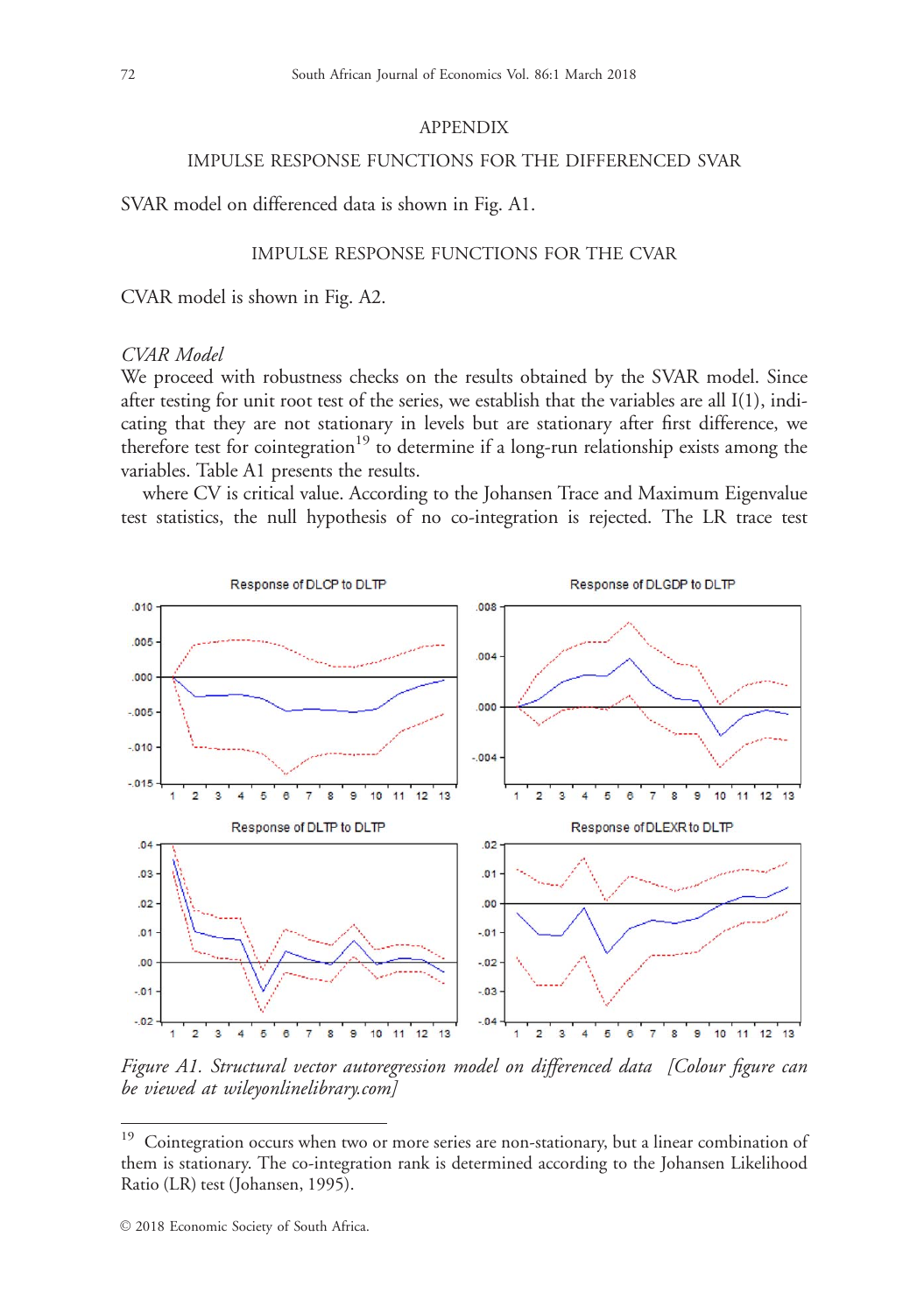## APPENDIX

### IMPULSE RESPONSE FUNCTIONS FOR THE DIFFERENCED SVAR

SVAR model on differenced data is shown in Fig. A1.

### IMPULSE RESPONSE FUNCTIONS FOR THE CVAR

CVAR model is shown in Fig. A2.

*CVAR Model*

We proceed with robustness checks on the results obtained by the SVAR model. Since after testing for unit root test of the series, we establish that the variables are all I(1), indicating that they are not stationary in levels but are stationary after first difference, we therefore test for cointegration[19] to determine if a long-run relationship exists among the variables. Table A1 presents the results.

where CV is critical value. According to the Johansen Trace and Maximum Eigenvalue test statistics, the null hypothesis of no co-integration is rejected. The LR trace test

*Figure A1. Structural vector autoregression model on differenced data [Colour figure can be viewed at wileyonlinelibrary.com]*

[19] Cointegration occurs when two or more series are non-stationary, but a linear combination of them is stationary. The co-integration rank is determined according to the Johansen Likelihood Ratio (LR) test (Johansen, 1995).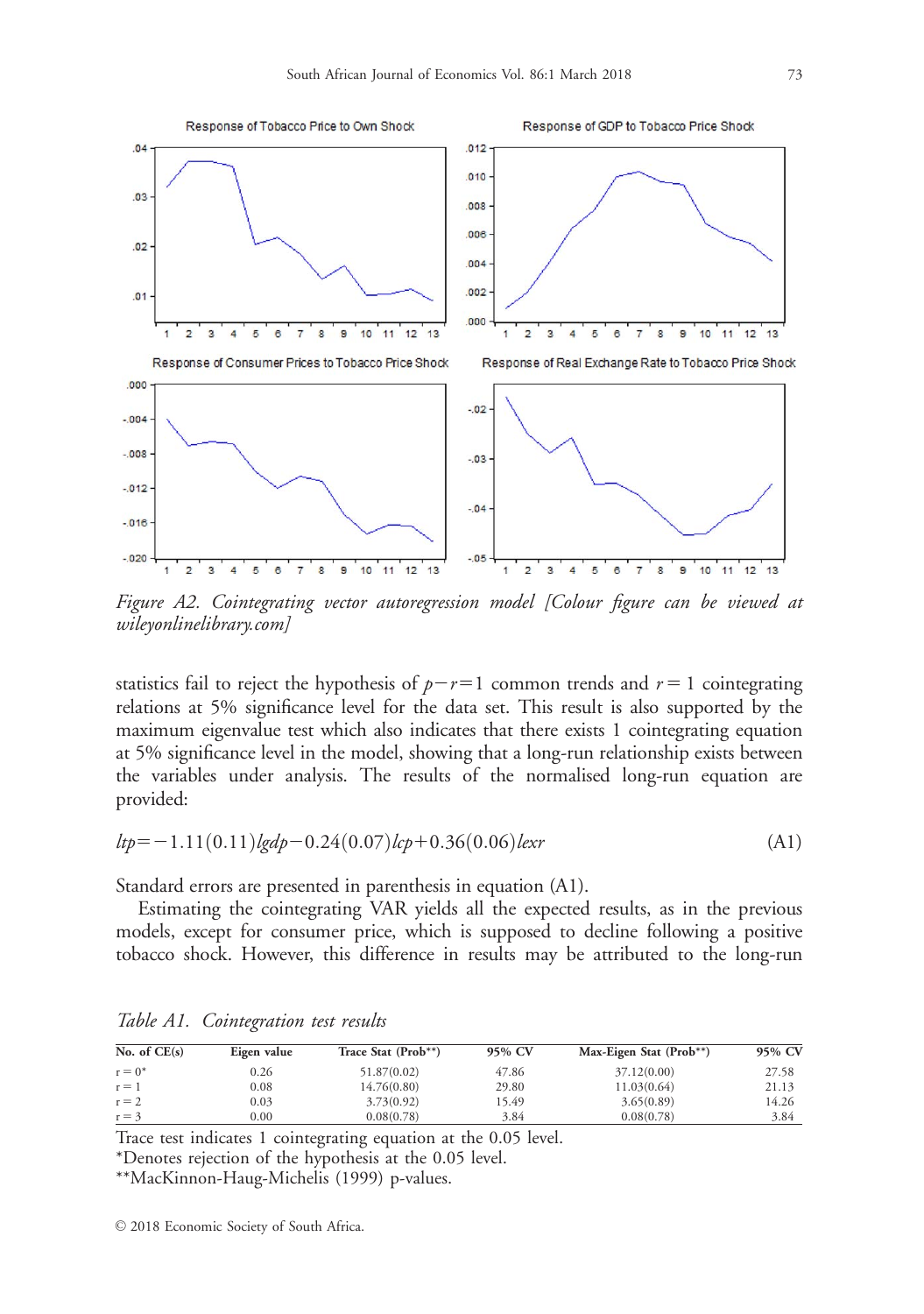*Figure A2. Cointegrating vector autoregression model [Colour figure can be viewed at wileyonlinelibrary.com]*

statistics fail to reject the hypothesis of $p-r=1$ common trends and $r=1$ cointegrating relations at 5% significance level for the data set. This result is also supported by the maximum eigenvalue test which also indicates that there exists 1 cointegrating equation at 5% significance level in the model, showing that a long-run relationship exists between the variables under analysis. The results of the normalised long-run equation are provided:

$$ltp = -1.11(0.11)lgdp - 0.24(0.07)lcp + 0.36(0.06)lexr \tag{A1}$$

Standard errors are presented in parenthesis in equation (A1).

Estimating the cointegrating VAR yields all the expected results, as in the previous models, except for consumer price, which is supposed to decline following a positive tobacco shock. However, this difference in results may be attributed to the long-run

*Table A1. Cointegration test results*

| No. of CE(s) | Eigen value | Trace Stat (Prob**) | 95% CV | Max-Eigen Stat (Prob**) | 95% CV |
|---|---|---|---|---|---|
| r = 0* | 0.26 | 51.87(0.02) | 47.86 | 37.12(0.00) | 27.58 |
| r = 1 | 0.08 | 14.76(0.80) | 29.80 | 11.03(0.64) | 21.13 |
| r = 2 | 0.03 | 3.73(0.92) | 15.49 | 3.65(0.89) | 14.26 |
| r = 3 | 0.00 | 0.08(0.78) | 3.84 | 0.08(0.78) | 3.84 |

Trace test indicates 1 cointegrating equation at the 0.05 level.

*Denotes rejection of the hypothesis at the 0.05 level.

**MacKinnon-Haug-Michelis (1999) p-values.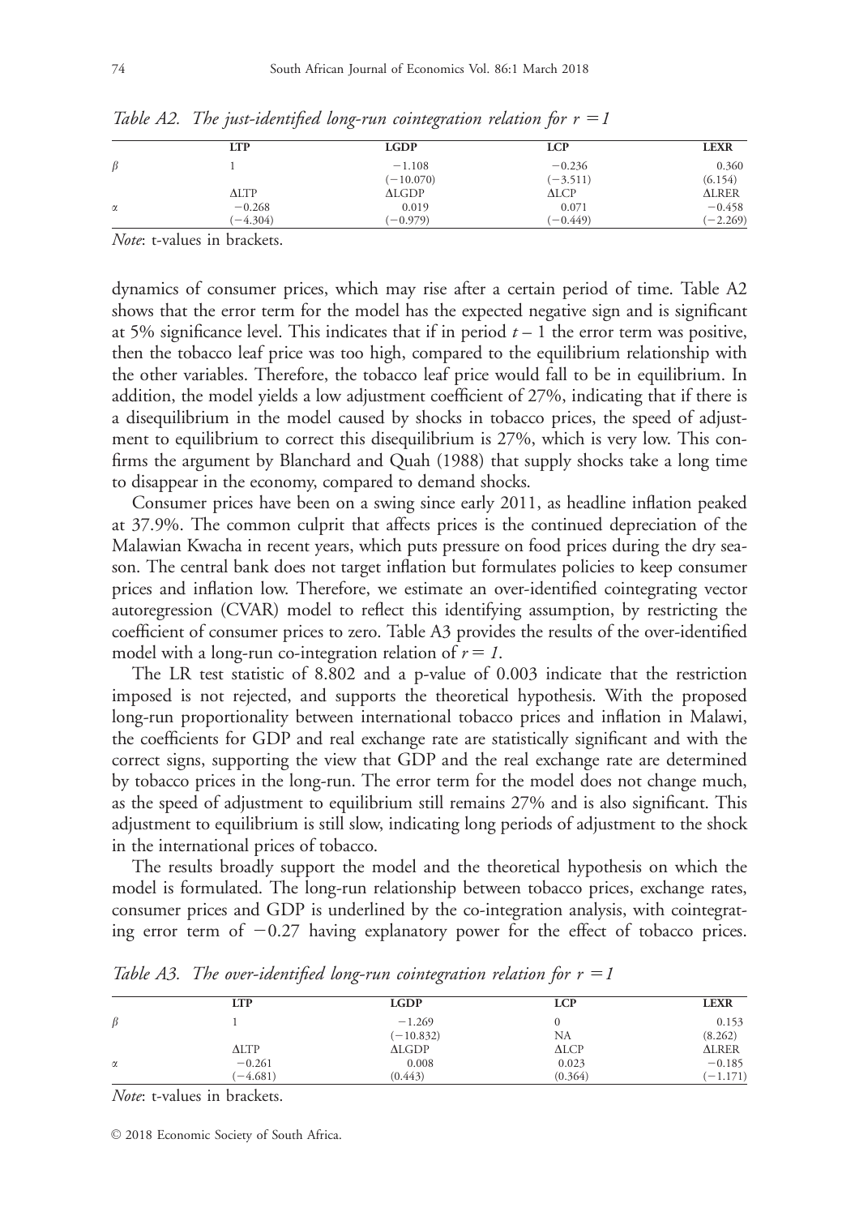*Table A2. The just-identified long-run cointegration relation for r = 1*

| | LTP | LGDP | LCP | LEXR |
|---|---|---|---|---|
| $\beta$ | 1 | −1.108 | −0.236 | 0.360 |
| | | (−10.070) | (−3.511) | (6.154) |
| | ΔLTP | ΔLGDP | ΔLCP | ΔLRER |
| $\alpha$ | −0.268 | 0.019 | 0.071 | −0.458 |
| | (−4.304) | (−0.979) | (−0.449) | (−2.269) |

*Note*: t-values in brackets.

dynamics of consumer prices, which may rise after a certain period of time. Table A2 shows that the error term for the model has the expected negative sign and is significant at 5% significance level. This indicates that if in period $t-1$ the error term was positive, then the tobacco leaf price was too high, compared to the equilibrium relationship with the other variables. Therefore, the tobacco leaf price would fall to be in equilibrium. In addition, the model yields a low adjustment coefficient of 27%, indicating that if there is a disequilibrium in the model caused by shocks in tobacco prices, the speed of adjustment to equilibrium to correct this disequilibrium is 27%, which is very low. This confirms the argument by Blanchard and Quah (1988) that supply shocks take a long time to disappear in the economy, compared to demand shocks.

Consumer prices have been on a swing since early 2011, as headline inflation peaked at 37.9%. The common culprit that affects prices is the continued depreciation of the Malawian Kwacha in recent years, which puts pressure on food prices during the dry season. The central bank does not target inflation but formulates policies to keep consumer prices and inflation low. Therefore, we estimate an over-identified cointegrating vector autoregression (CVAR) model to reflect this identifying assumption, by restricting the coefficient of consumer prices to zero. Table A3 provides the results of the over-identified model with a long-run co-integration relation of $r = 1$.

The LR test statistic of 8.802 and a p-value of 0.003 indicate that the restriction imposed is not rejected, and supports the theoretical hypothesis. With the proposed long-run proportionality between international tobacco prices and inflation in Malawi, the coefficients for GDP and real exchange rate are statistically significant and with the correct signs, supporting the view that GDP and the real exchange rate are determined by tobacco prices in the long-run. The error term for the model does not change much, as the speed of adjustment to equilibrium still remains 27% and is also significant. This adjustment to equilibrium is still slow, indicating long periods of adjustment to the shock in the international prices of tobacco.

The results broadly support the model and the theoretical hypothesis on which the model is formulated. The long-run relationship between tobacco prices, exchange rates, consumer prices and GDP is underlined by the co-integration analysis, with cointegrating error term of −0.27 having explanatory power for the effect of tobacco prices.

*Table A3. The over-identified long-run cointegration relation for r = 1*

| | LTP | LGDP | LCP | LEXR |
|---|---|---|---|---|
| $\beta$ | 1 | −1.269 | 0 | 0.153 |
| | | (−10.832) | NA | (8.262) |
| | ΔLTP | ΔLGDP | ΔLCP | ΔLRER |
| $\alpha$ | −0.261 | 0.008 | 0.023 | −0.185 |
| | (−4.681) | (0.443) | (0.364) | (−1.171) |

*Note*: t-values in brackets.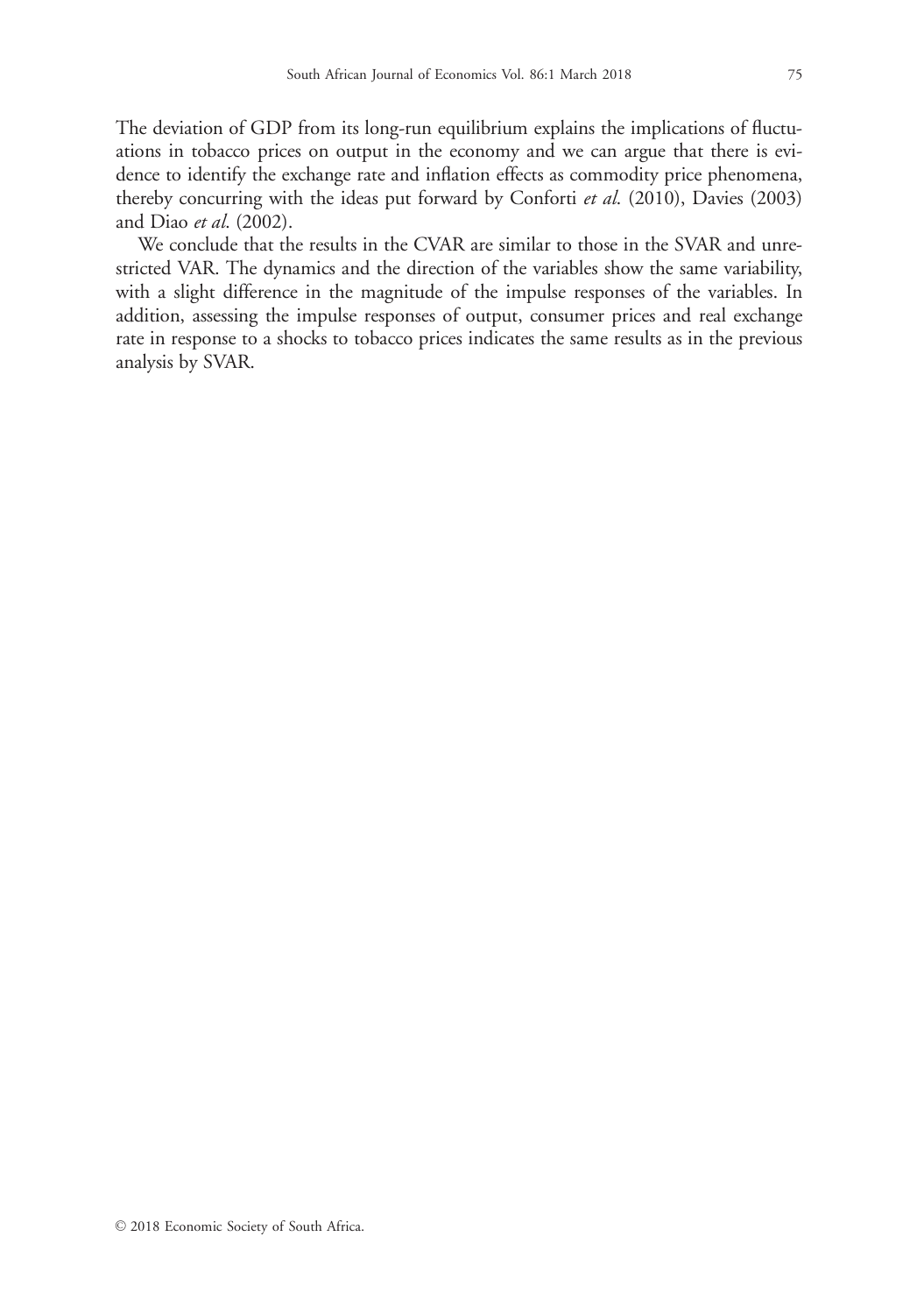The deviation of GDP from its long-run equilibrium explains the implications of fluctuations in tobacco prices on output in the economy and we can argue that there is evidence to identify the exchange rate and inflation effects as commodity price phenomena, thereby concurring with the ideas put forward by Conforti *et al*. (2010), Davies (2003) and Diao *et al*. (2002).

We conclude that the results in the CVAR are similar to those in the SVAR and unrestricted VAR. The dynamics and the direction of the variables show the same variability, with a slight difference in the magnitude of the impulse responses of the variables. In addition, assessing the impulse responses of output, consumer prices and real exchange rate in response to a shocks to tobacco prices indicates the same results as in the previous analysis by SVAR.